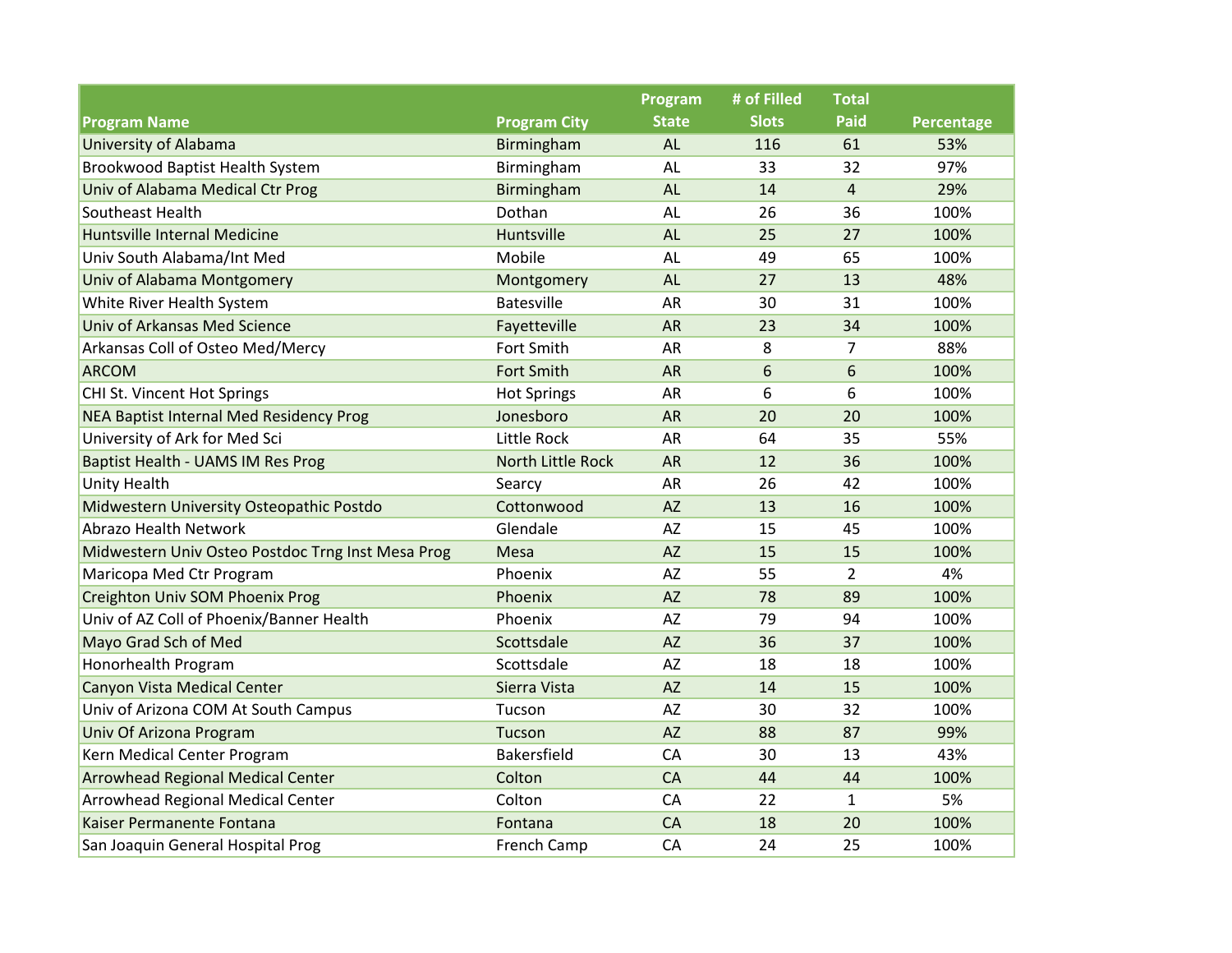| Program Name | Program City | Program State | # of Filled Slots | Total Paid | Percentage |
|---|---|---|---|---|---|
| University of Alabama | Birmingham | AL | 116 | 61 | 53% |
| Brookwood Baptist Health System | Birmingham | AL | 33 | 32 | 97% |
| Univ of Alabama Medical Ctr Prog | Birmingham | AL | 14 | 4 | 29% |
| Southeast Health | Dothan | AL | 26 | 36 | 100% |
| Huntsville Internal Medicine | Huntsville | AL | 25 | 27 | 100% |
| Univ South Alabama/Int Med | Mobile | AL | 49 | 65 | 100% |
| Univ of Alabama Montgomery | Montgomery | AL | 27 | 13 | 48% |
| White River Health System | Batesville | AR | 30 | 31 | 100% |
| Univ of Arkansas Med Science | Fayetteville | AR | 23 | 34 | 100% |
| Arkansas Coll of Osteo Med/Mercy | Fort Smith | AR | 8 | 7 | 88% |
| ARCOM | Fort Smith | AR | 6 | 6 | 100% |
| CHI St. Vincent Hot Springs | Hot Springs | AR | 6 | 6 | 100% |
| NEA Baptist Internal Med Residency Prog | Jonesboro | AR | 20 | 20 | 100% |
| University of Ark for Med Sci | Little Rock | AR | 64 | 35 | 55% |
| Baptist Health - UAMS IM Res Prog | North Little Rock | AR | 12 | 36 | 100% |
| Unity Health | Searcy | AR | 26 | 42 | 100% |
| Midwestern University Osteopathic Postdo | Cottonwood | AZ | 13 | 16 | 100% |
| Abrazo Health Network | Glendale | AZ | 15 | 45 | 100% |
| Midwestern Univ Osteo Postdoc Trng Inst Mesa Prog | Mesa | AZ | 15 | 15 | 100% |
| Maricopa Med Ctr Program | Phoenix | AZ | 55 | 2 | 4% |
| Creighton Univ SOM Phoenix Prog | Phoenix | AZ | 78 | 89 | 100% |
| Univ of AZ Coll of Phoenix/Banner Health | Phoenix | AZ | 79 | 94 | 100% |
| Mayo Grad Sch of Med | Scottsdale | AZ | 36 | 37 | 100% |
| Honorhealth Program | Scottsdale | AZ | 18 | 18 | 100% |
| Canyon Vista Medical Center | Sierra Vista | AZ | 14 | 15 | 100% |
| Univ of Arizona COM At South Campus | Tucson | AZ | 30 | 32 | 100% |
| Univ Of Arizona Program | Tucson | AZ | 88 | 87 | 99% |
| Kern Medical Center Program | Bakersfield | CA | 30 | 13 | 43% |
| Arrowhead Regional Medical Center | Colton | CA | 44 | 44 | 100% |
| Arrowhead Regional Medical Center | Colton | CA | 22 | 1 | 5% |
| Kaiser Permanente Fontana | Fontana | CA | 18 | 20 | 100% |
| San Joaquin General Hospital Prog | French Camp | CA | 24 | 25 | 100% |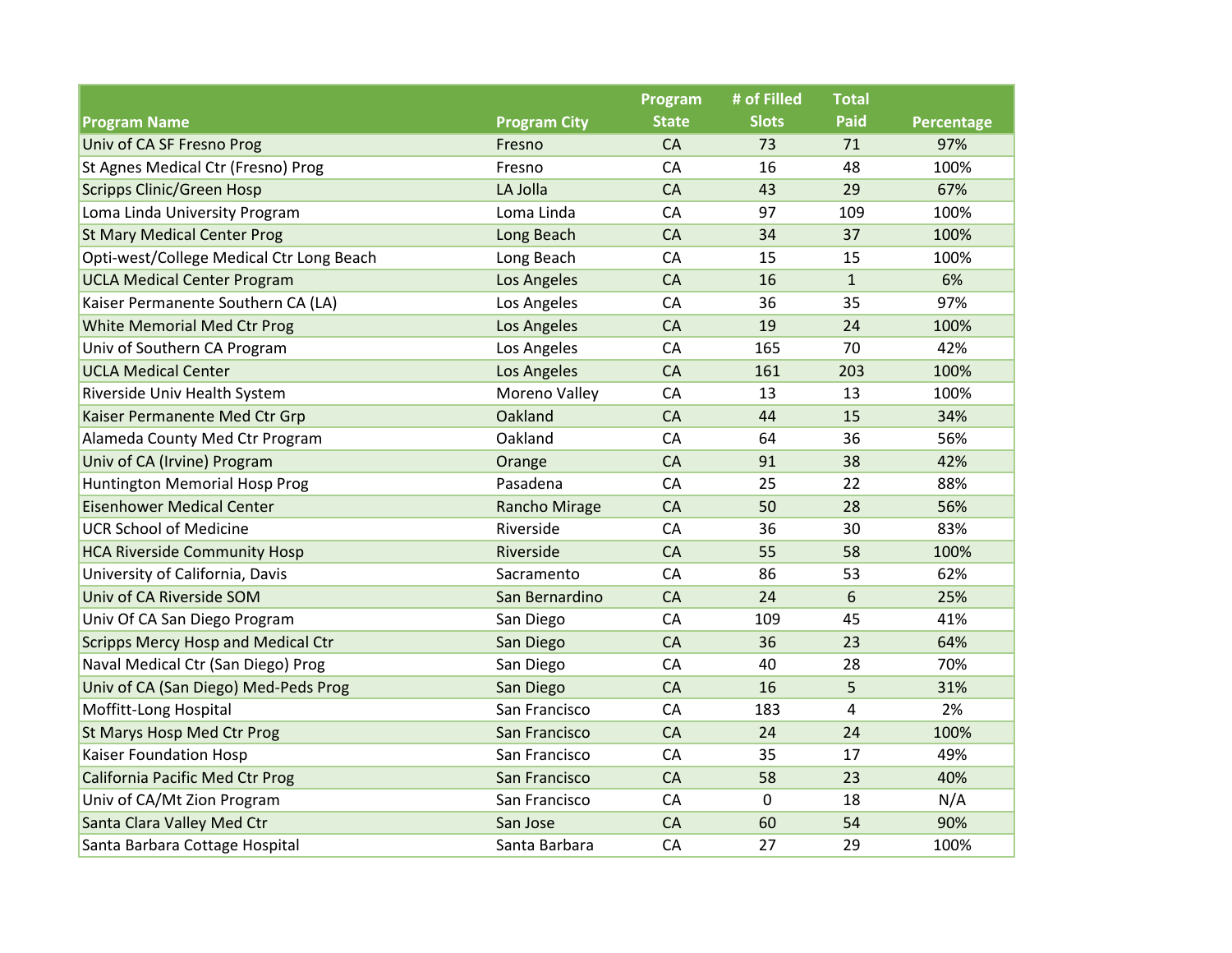| Program Name | Program City | Program State | # of Filled Slots | Total Paid | Percentage |
|---|---|---|---|---|---|
| Univ of CA SF Fresno Prog | Fresno | CA | 73 | 71 | 97% |
| St Agnes Medical Ctr (Fresno) Prog | Fresno | CA | 16 | 48 | 100% |
| Scripps Clinic/Green Hosp | LA Jolla | CA | 43 | 29 | 67% |
| Loma Linda University Program | Loma Linda | CA | 97 | 109 | 100% |
| St Mary Medical Center Prog | Long Beach | CA | 34 | 37 | 100% |
| Opti-west/College Medical Ctr Long Beach | Long Beach | CA | 15 | 15 | 100% |
| UCLA Medical Center Program | Los Angeles | CA | 16 | 1 | 6% |
| Kaiser Permanente Southern CA (LA) | Los Angeles | CA | 36 | 35 | 97% |
| White Memorial Med Ctr Prog | Los Angeles | CA | 19 | 24 | 100% |
| Univ of Southern CA Program | Los Angeles | CA | 165 | 70 | 42% |
| UCLA Medical Center | Los Angeles | CA | 161 | 203 | 100% |
| Riverside Univ Health System | Moreno Valley | CA | 13 | 13 | 100% |
| Kaiser Permanente Med Ctr Grp | Oakland | CA | 44 | 15 | 34% |
| Alameda County Med Ctr Program | Oakland | CA | 64 | 36 | 56% |
| Univ of CA (Irvine) Program | Orange | CA | 91 | 38 | 42% |
| Huntington Memorial Hosp Prog | Pasadena | CA | 25 | 22 | 88% |
| Eisenhower Medical Center | Rancho Mirage | CA | 50 | 28 | 56% |
| UCR School of Medicine | Riverside | CA | 36 | 30 | 83% |
| HCA Riverside Community Hosp | Riverside | CA | 55 | 58 | 100% |
| University of California, Davis | Sacramento | CA | 86 | 53 | 62% |
| Univ of CA Riverside SOM | San Bernardino | CA | 24 | 6 | 25% |
| Univ Of CA San Diego Program | San Diego | CA | 109 | 45 | 41% |
| Scripps Mercy Hosp and Medical Ctr | San Diego | CA | 36 | 23 | 64% |
| Naval Medical Ctr (San Diego) Prog | San Diego | CA | 40 | 28 | 70% |
| Univ of CA (San Diego) Med-Peds Prog | San Diego | CA | 16 | 5 | 31% |
| Moffitt-Long Hospital | San Francisco | CA | 183 | 4 | 2% |
| St Marys Hosp Med Ctr Prog | San Francisco | CA | 24 | 24 | 100% |
| Kaiser Foundation Hosp | San Francisco | CA | 35 | 17 | 49% |
| California Pacific Med Ctr Prog | San Francisco | CA | 58 | 23 | 40% |
| Univ of CA/Mt Zion Program | San Francisco | CA | 0 | 18 | N/A |
| Santa Clara Valley Med Ctr | San Jose | CA | 60 | 54 | 90% |
| Santa Barbara Cottage Hospital | Santa Barbara | CA | 27 | 29 | 100% |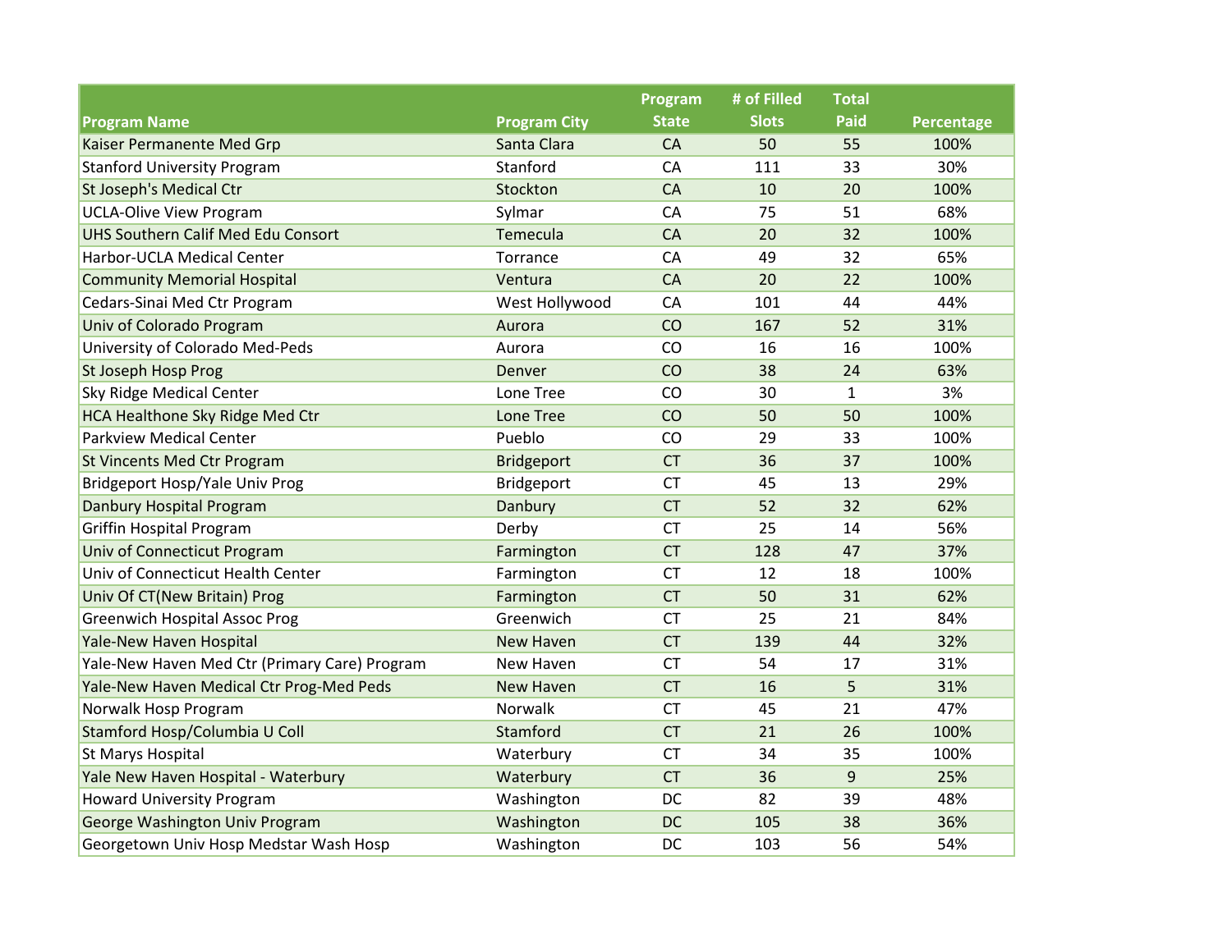| Program Name | Program City | Program State | # of Filled Slots | Total Paid | Percentage |
|---|---|---|---|---|---|
| Kaiser Permanente Med Grp | Santa Clara | CA | 50 | 55 | 100% |
| Stanford University Program | Stanford | CA | 111 | 33 | 30% |
| St Joseph's Medical Ctr | Stockton | CA | 10 | 20 | 100% |
| UCLA-Olive View Program | Sylmar | CA | 75 | 51 | 68% |
| UHS Southern Calif Med Edu Consort | Temecula | CA | 20 | 32 | 100% |
| Harbor-UCLA Medical Center | Torrance | CA | 49 | 32 | 65% |
| Community Memorial Hospital | Ventura | CA | 20 | 22 | 100% |
| Cedars-Sinai Med Ctr Program | West Hollywood | CA | 101 | 44 | 44% |
| Univ of Colorado Program | Aurora | CO | 167 | 52 | 31% |
| University of Colorado Med-Peds | Aurora | CO | 16 | 16 | 100% |
| St Joseph Hosp Prog | Denver | CO | 38 | 24 | 63% |
| Sky Ridge Medical Center | Lone Tree | CO | 30 | 1 | 3% |
| HCA Healthone Sky Ridge Med Ctr | Lone Tree | CO | 50 | 50 | 100% |
| Parkview Medical Center | Pueblo | CO | 29 | 33 | 100% |
| St Vincents Med Ctr Program | Bridgeport | CT | 36 | 37 | 100% |
| Bridgeport Hosp/Yale Univ Prog | Bridgeport | CT | 45 | 13 | 29% |
| Danbury Hospital Program | Danbury | CT | 52 | 32 | 62% |
| Griffin Hospital Program | Derby | CT | 25 | 14 | 56% |
| Univ of Connecticut Program | Farmington | CT | 128 | 47 | 37% |
| Univ of Connecticut Health Center | Farmington | CT | 12 | 18 | 100% |
| Univ Of CT(New Britain) Prog | Farmington | CT | 50 | 31 | 62% |
| Greenwich Hospital Assoc Prog | Greenwich | CT | 25 | 21 | 84% |
| Yale-New Haven Hospital | New Haven | CT | 139 | 44 | 32% |
| Yale-New Haven Med Ctr (Primary Care) Program | New Haven | CT | 54 | 17 | 31% |
| Yale-New Haven Medical Ctr Prog-Med Peds | New Haven | CT | 16 | 5 | 31% |
| Norwalk Hosp Program | Norwalk | CT | 45 | 21 | 47% |
| Stamford Hosp/Columbia U Coll | Stamford | CT | 21 | 26 | 100% |
| St Marys Hospital | Waterbury | CT | 34 | 35 | 100% |
| Yale New Haven Hospital - Waterbury | Waterbury | CT | 36 | 9 | 25% |
| Howard University Program | Washington | DC | 82 | 39 | 48% |
| George Washington Univ Program | Washington | DC | 105 | 38 | 36% |
| Georgetown Univ Hosp Medstar Wash Hosp | Washington | DC | 103 | 56 | 54% |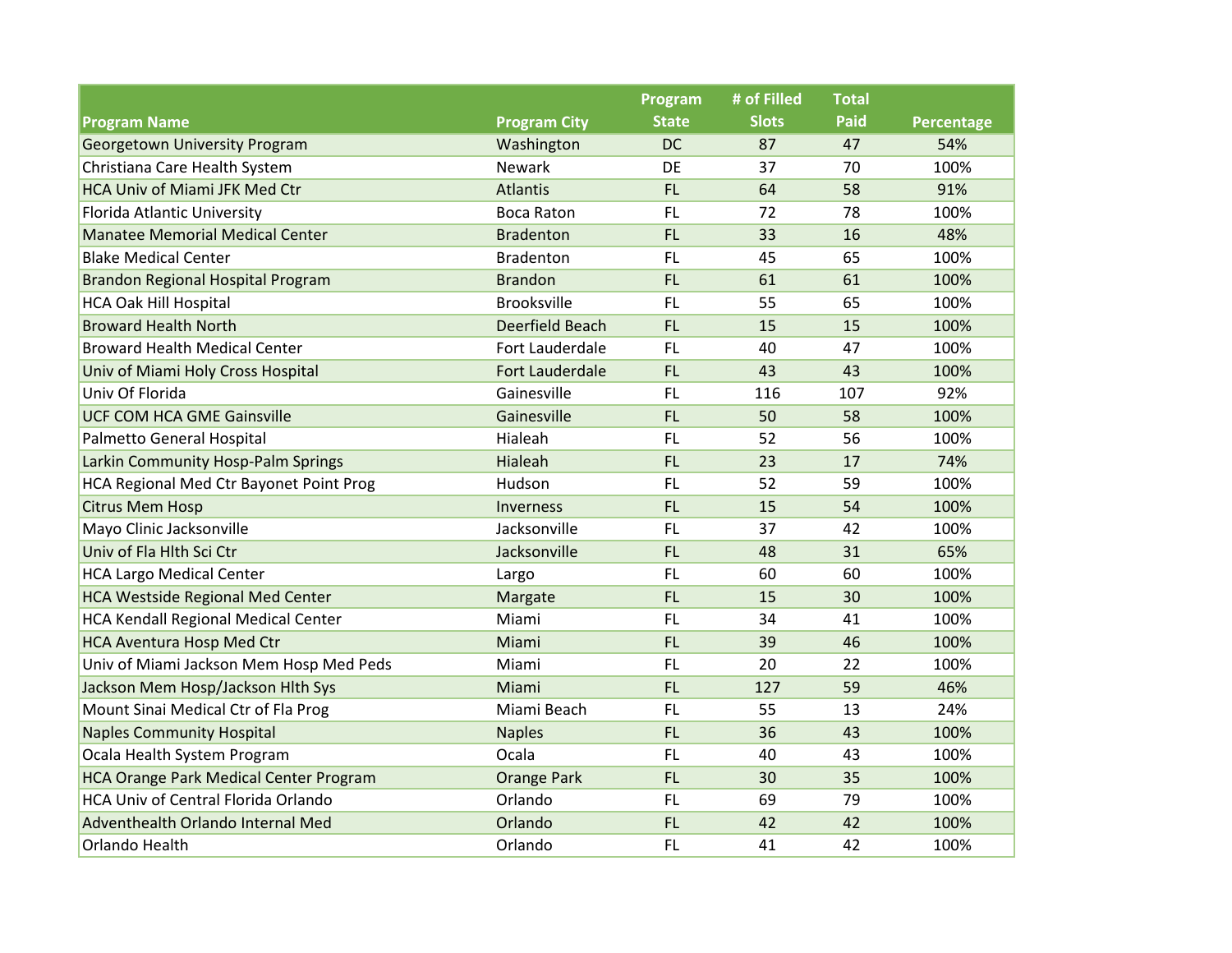| Program Name | Program City | Program State | # of Filled Slots | Total Paid | Percentage |
|---|---|---|---|---|---|
| Georgetown University Program | Washington | DC | 87 | 47 | 54% |
| Christiana Care Health System | Newark | DE | 37 | 70 | 100% |
| HCA Univ of Miami JFK Med Ctr | Atlantis | FL | 64 | 58 | 91% |
| Florida Atlantic University | Boca Raton | FL | 72 | 78 | 100% |
| Manatee Memorial Medical Center | Bradenton | FL | 33 | 16 | 48% |
| Blake Medical Center | Bradenton | FL | 45 | 65 | 100% |
| Brandon Regional Hospital Program | Brandon | FL | 61 | 61 | 100% |
| HCA Oak Hill Hospital | Brooksville | FL | 55 | 65 | 100% |
| Broward Health North | Deerfield Beach | FL | 15 | 15 | 100% |
| Broward Health Medical Center | Fort Lauderdale | FL | 40 | 47 | 100% |
| Univ of Miami Holy Cross Hospital | Fort Lauderdale | FL | 43 | 43 | 100% |
| Univ Of Florida | Gainesville | FL | 116 | 107 | 92% |
| UCF COM HCA GME Gainsville | Gainesville | FL | 50 | 58 | 100% |
| Palmetto General Hospital | Hialeah | FL | 52 | 56 | 100% |
| Larkin Community Hosp-Palm Springs | Hialeah | FL | 23 | 17 | 74% |
| HCA Regional Med Ctr Bayonet Point Prog | Hudson | FL | 52 | 59 | 100% |
| Citrus Mem Hosp | Inverness | FL | 15 | 54 | 100% |
| Mayo Clinic Jacksonville | Jacksonville | FL | 37 | 42 | 100% |
| Univ of Fla Hlth Sci Ctr | Jacksonville | FL | 48 | 31 | 65% |
| HCA Largo Medical Center | Largo | FL | 60 | 60 | 100% |
| HCA Westside Regional Med Center | Margate | FL | 15 | 30 | 100% |
| HCA Kendall Regional Medical Center | Miami | FL | 34 | 41 | 100% |
| HCA Aventura Hosp Med Ctr | Miami | FL | 39 | 46 | 100% |
| Univ of Miami Jackson Mem Hosp Med Peds | Miami | FL | 20 | 22 | 100% |
| Jackson Mem Hosp/Jackson Hlth Sys | Miami | FL | 127 | 59 | 46% |
| Mount Sinai Medical Ctr of Fla Prog | Miami Beach | FL | 55 | 13 | 24% |
| Naples Community Hospital | Naples | FL | 36 | 43 | 100% |
| Ocala Health System Program | Ocala | FL | 40 | 43 | 100% |
| HCA Orange Park Medical Center Program | Orange Park | FL | 30 | 35 | 100% |
| HCA Univ of Central Florida Orlando | Orlando | FL | 69 | 79 | 100% |
| Adventhealth Orlando Internal Med | Orlando | FL | 42 | 42 | 100% |
| Orlando Health | Orlando | FL | 41 | 42 | 100% |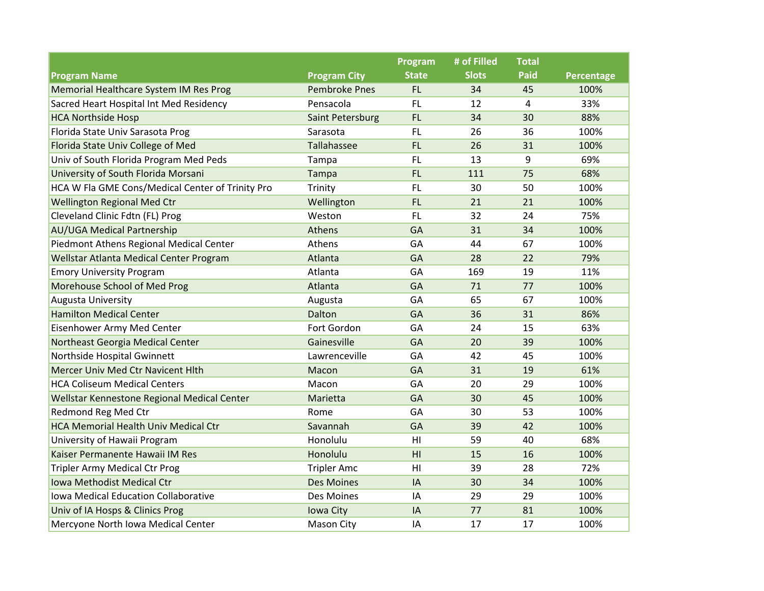| Program Name | Program City | Program State | # of Filled Slots | Total Paid | Percentage |
|---|---|---|---|---|---|
| Memorial Healthcare System IM Res Prog | Pembroke Pnes | FL | 34 | 45 | 100% |
| Sacred Heart Hospital Int Med Residency | Pensacola | FL | 12 | 4 | 33% |
| HCA Northside Hosp | Saint Petersburg | FL | 34 | 30 | 88% |
| Florida State Univ Sarasota Prog | Sarasota | FL | 26 | 36 | 100% |
| Florida State Univ College of Med | Tallahassee | FL | 26 | 31 | 100% |
| Univ of South Florida Program Med Peds | Tampa | FL | 13 | 9 | 69% |
| University of South Florida Morsani | Tampa | FL | 111 | 75 | 68% |
| HCA W Fla GME Cons/Medical Center of Trinity Pro | Trinity | FL | 30 | 50 | 100% |
| Wellington Regional Med Ctr | Wellington | FL | 21 | 21 | 100% |
| Cleveland Clinic Fdtn (FL) Prog | Weston | FL | 32 | 24 | 75% |
| AU/UGA Medical Partnership | Athens | GA | 31 | 34 | 100% |
| Piedmont Athens Regional Medical Center | Athens | GA | 44 | 67 | 100% |
| Wellstar Atlanta Medical Center Program | Atlanta | GA | 28 | 22 | 79% |
| Emory University Program | Atlanta | GA | 169 | 19 | 11% |
| Morehouse School of Med Prog | Atlanta | GA | 71 | 77 | 100% |
| Augusta University | Augusta | GA | 65 | 67 | 100% |
| Hamilton Medical Center | Dalton | GA | 36 | 31 | 86% |
| Eisenhower Army Med Center | Fort Gordon | GA | 24 | 15 | 63% |
| Northeast Georgia Medical Center | Gainesville | GA | 20 | 39 | 100% |
| Northside Hospital Gwinnett | Lawrenceville | GA | 42 | 45 | 100% |
| Mercer Univ Med Ctr Navicent Hlth | Macon | GA | 31 | 19 | 61% |
| HCA Coliseum Medical Centers | Macon | GA | 20 | 29 | 100% |
| Wellstar Kennestone Regional Medical Center | Marietta | GA | 30 | 45 | 100% |
| Redmond Reg Med Ctr | Rome | GA | 30 | 53 | 100% |
| HCA Memorial Health Univ Medical Ctr | Savannah | GA | 39 | 42 | 100% |
| University of Hawaii Program | Honolulu | HI | 59 | 40 | 68% |
| Kaiser Permanente Hawaii IM Res | Honolulu | HI | 15 | 16 | 100% |
| Tripler Army Medical Ctr Prog | Tripler Amc | HI | 39 | 28 | 72% |
| Iowa Methodist Medical Ctr | Des Moines | IA | 30 | 34 | 100% |
| Iowa Medical Education Collaborative | Des Moines | IA | 29 | 29 | 100% |
| Univ of IA Hosps & Clinics Prog | Iowa City | IA | 77 | 81 | 100% |
| Mercyone North Iowa Medical Center | Mason City | IA | 17 | 17 | 100% |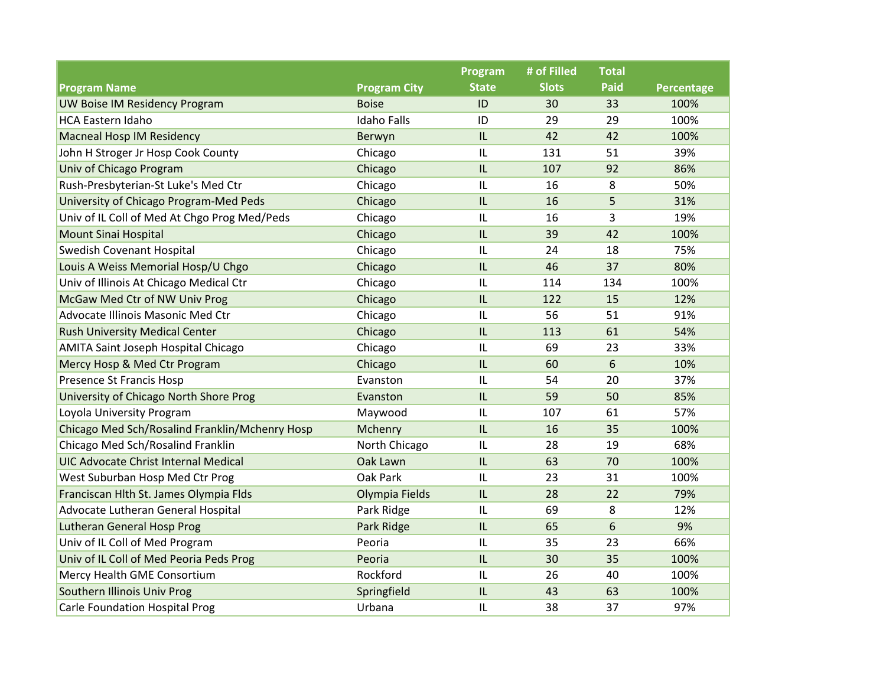| Program Name | Program City | Program State | # of Filled Slots | Total Paid | Percentage |
|---|---|---|---|---|---|
| UW Boise IM Residency Program | Boise | ID | 30 | 33 | 100% |
| HCA Eastern Idaho | Idaho Falls | ID | 29 | 29 | 100% |
| Macneal Hosp IM Residency | Berwyn | IL | 42 | 42 | 100% |
| John H Stroger Jr Hosp Cook County | Chicago | IL | 131 | 51 | 39% |
| Univ of Chicago Program | Chicago | IL | 107 | 92 | 86% |
| Rush-Presbyterian-St Luke's Med Ctr | Chicago | IL | 16 | 8 | 50% |
| University of Chicago Program-Med Peds | Chicago | IL | 16 | 5 | 31% |
| Univ of IL Coll of Med At Chgo Prog Med/Peds | Chicago | IL | 16 | 3 | 19% |
| Mount Sinai Hospital | Chicago | IL | 39 | 42 | 100% |
| Swedish Covenant Hospital | Chicago | IL | 24 | 18 | 75% |
| Louis A Weiss Memorial Hosp/U Chgo | Chicago | IL | 46 | 37 | 80% |
| Univ of Illinois At Chicago Medical Ctr | Chicago | IL | 114 | 134 | 100% |
| McGaw Med Ctr of NW Univ Prog | Chicago | IL | 122 | 15 | 12% |
| Advocate Illinois Masonic Med Ctr | Chicago | IL | 56 | 51 | 91% |
| Rush University Medical Center | Chicago | IL | 113 | 61 | 54% |
| AMITA Saint Joseph Hospital Chicago | Chicago | IL | 69 | 23 | 33% |
| Mercy Hosp & Med Ctr Program | Chicago | IL | 60 | 6 | 10% |
| Presence St Francis Hosp | Evanston | IL | 54 | 20 | 37% |
| University of Chicago North Shore Prog | Evanston | IL | 59 | 50 | 85% |
| Loyola University Program | Maywood | IL | 107 | 61 | 57% |
| Chicago Med Sch/Rosalind Franklin/Mchenry Hosp | Mchenry | IL | 16 | 35 | 100% |
| Chicago Med Sch/Rosalind Franklin | North Chicago | IL | 28 | 19 | 68% |
| UIC Advocate Christ Internal Medical | Oak Lawn | IL | 63 | 70 | 100% |
| West Suburban Hosp Med Ctr Prog | Oak Park | IL | 23 | 31 | 100% |
| Franciscan Hlth St. James Olympia Flds | Olympia Fields | IL | 28 | 22 | 79% |
| Advocate Lutheran General Hospital | Park Ridge | IL | 69 | 8 | 12% |
| Lutheran General Hosp Prog | Park Ridge | IL | 65 | 6 | 9% |
| Univ of IL Coll of Med Program | Peoria | IL | 35 | 23 | 66% |
| Univ of IL Coll of Med Peoria Peds Prog | Peoria | IL | 30 | 35 | 100% |
| Mercy Health GME Consortium | Rockford | IL | 26 | 40 | 100% |
| Southern Illinois Univ Prog | Springfield | IL | 43 | 63 | 100% |
| Carle Foundation Hospital Prog | Urbana | IL | 38 | 37 | 97% |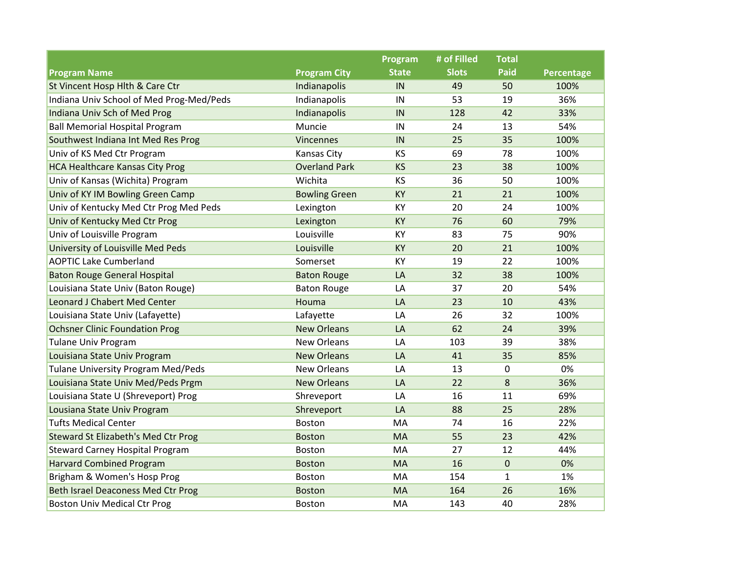| Program Name | Program City | Program State | # of Filled Slots | Total Paid | Percentage |
|---|---|---|---|---|---|
| St Vincent Hosp Hlth & Care Ctr | Indianapolis | IN | 49 | 50 | 100% |
| Indiana Univ School of Med Prog-Med/Peds | Indianapolis | IN | 53 | 19 | 36% |
| Indiana Univ Sch of Med Prog | Indianapolis | IN | 128 | 42 | 33% |
| Ball Memorial Hospital Program | Muncie | IN | 24 | 13 | 54% |
| Southwest Indiana Int Med Res Prog | Vincennes | IN | 25 | 35 | 100% |
| Univ of KS Med Ctr Program | Kansas City | KS | 69 | 78 | 100% |
| HCA Healthcare Kansas City Prog | Overland Park | KS | 23 | 38 | 100% |
| Univ of Kansas (Wichita) Program | Wichita | KS | 36 | 50 | 100% |
| Univ of KY IM Bowling Green Camp | Bowling Green | KY | 21 | 21 | 100% |
| Univ of Kentucky Med Ctr Prog Med Peds | Lexington | KY | 20 | 24 | 100% |
| Univ of Kentucky Med Ctr Prog | Lexington | KY | 76 | 60 | 79% |
| Univ of Louisville Program | Louisville | KY | 83 | 75 | 90% |
| University of Louisville Med Peds | Louisville | KY | 20 | 21 | 100% |
| AOPTIC Lake Cumberland | Somerset | KY | 19 | 22 | 100% |
| Baton Rouge General Hospital | Baton Rouge | LA | 32 | 38 | 100% |
| Louisiana State Univ (Baton Rouge) | Baton Rouge | LA | 37 | 20 | 54% |
| Leonard J Chabert Med Center | Houma | LA | 23 | 10 | 43% |
| Louisiana State Univ (Lafayette) | Lafayette | LA | 26 | 32 | 100% |
| Ochsner Clinic Foundation Prog | New Orleans | LA | 62 | 24 | 39% |
| Tulane Univ Program | New Orleans | LA | 103 | 39 | 38% |
| Louisiana State Univ Program | New Orleans | LA | 41 | 35 | 85% |
| Tulane University Program Med/Peds | New Orleans | LA | 13 | 0 | 0% |
| Louisiana State Univ Med/Peds Prgm | New Orleans | LA | 22 | 8 | 36% |
| Louisiana State U (Shreveport) Prog | Shreveport | LA | 16 | 11 | 69% |
| Lousiana State Univ Program | Shreveport | LA | 88 | 25 | 28% |
| Tufts Medical Center | Boston | MA | 74 | 16 | 22% |
| Steward St Elizabeth's Med Ctr Prog | Boston | MA | 55 | 23 | 42% |
| Steward Carney Hospital Program | Boston | MA | 27 | 12 | 44% |
| Harvard Combined Program | Boston | MA | 16 | 0 | 0% |
| Brigham & Women's Hosp Prog | Boston | MA | 154 | 1 | 1% |
| Beth Israel Deaconess Med Ctr Prog | Boston | MA | 164 | 26 | 16% |
| Boston Univ Medical Ctr Prog | Boston | MA | 143 | 40 | 28% |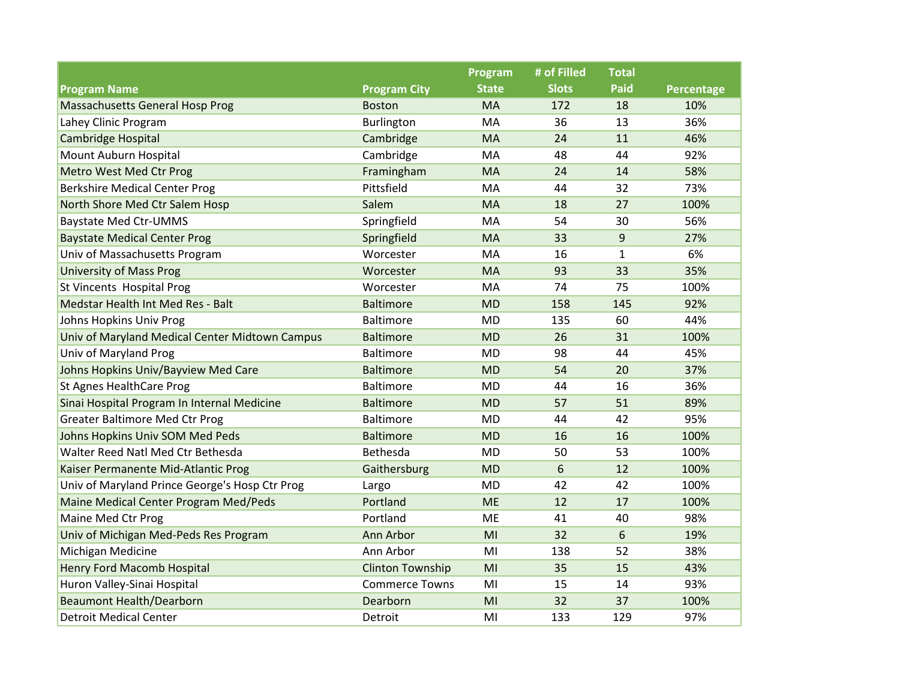| Program Name | Program City | Program State | # of Filled Slots | Total Paid | Percentage |
|---|---|---|---|---|---|
| Massachusetts General Hosp Prog | Boston | MA | 172 | 18 | 10% |
| Lahey Clinic Program | Burlington | MA | 36 | 13 | 36% |
| Cambridge Hospital | Cambridge | MA | 24 | 11 | 46% |
| Mount Auburn Hospital | Cambridge | MA | 48 | 44 | 92% |
| Metro West Med Ctr Prog | Framingham | MA | 24 | 14 | 58% |
| Berkshire Medical Center Prog | Pittsfield | MA | 44 | 32 | 73% |
| North Shore Med Ctr Salem Hosp | Salem | MA | 18 | 27 | 100% |
| Baystate Med Ctr-UMMS | Springfield | MA | 54 | 30 | 56% |
| Baystate Medical Center Prog | Springfield | MA | 33 | 9 | 27% |
| Univ of Massachusetts Program | Worcester | MA | 16 | 1 | 6% |
| University of Mass Prog | Worcester | MA | 93 | 33 | 35% |
| St Vincents  Hospital Prog | Worcester | MA | 74 | 75 | 100% |
| Medstar Health Int Med Res - Balt | Baltimore | MD | 158 | 145 | 92% |
| Johns Hopkins Univ Prog | Baltimore | MD | 135 | 60 | 44% |
| Univ of Maryland Medical Center Midtown Campus | Baltimore | MD | 26 | 31 | 100% |
| Univ of Maryland Prog | Baltimore | MD | 98 | 44 | 45% |
| Johns Hopkins Univ/Bayview Med Care | Baltimore | MD | 54 | 20 | 37% |
| St Agnes HealthCare Prog | Baltimore | MD | 44 | 16 | 36% |
| Sinai Hospital Program In Internal Medicine | Baltimore | MD | 57 | 51 | 89% |
| Greater Baltimore Med Ctr Prog | Baltimore | MD | 44 | 42 | 95% |
| Johns Hopkins Univ SOM Med Peds | Baltimore | MD | 16 | 16 | 100% |
| Walter Reed Natl Med Ctr Bethesda | Bethesda | MD | 50 | 53 | 100% |
| Kaiser Permanente Mid-Atlantic Prog | Gaithersburg | MD | 6 | 12 | 100% |
| Univ of Maryland Prince George's Hosp Ctr Prog | Largo | MD | 42 | 42 | 100% |
| Maine Medical Center Program Med/Peds | Portland | ME | 12 | 17 | 100% |
| Maine Med Ctr Prog | Portland | ME | 41 | 40 | 98% |
| Univ of Michigan Med-Peds Res Program | Ann Arbor | MI | 32 | 6 | 19% |
| Michigan Medicine | Ann Arbor | MI | 138 | 52 | 38% |
| Henry Ford Macomb Hospital | Clinton Township | MI | 35 | 15 | 43% |
| Huron Valley-Sinai Hospital | Commerce Towns | MI | 15 | 14 | 93% |
| Beaumont Health/Dearborn | Dearborn | MI | 32 | 37 | 100% |
| Detroit Medical Center | Detroit | MI | 133 | 129 | 97% |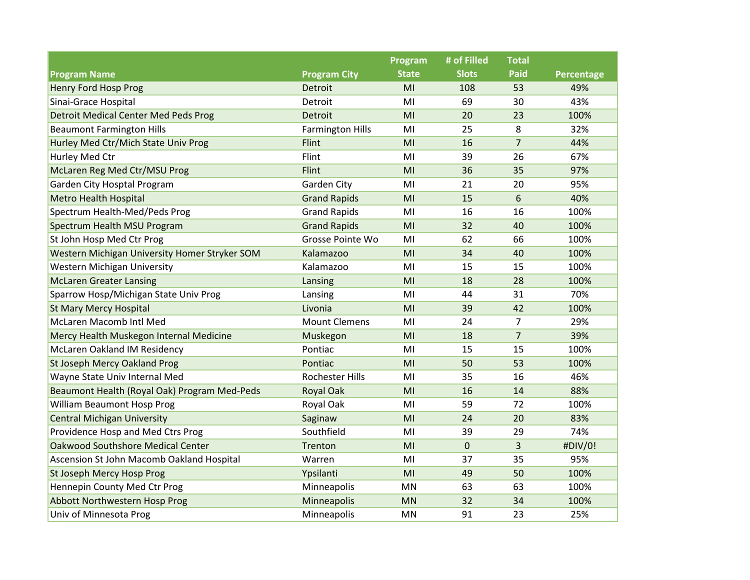| Program Name | Program City | Program State | # of Filled Slots | Total Paid | Percentage |
|---|---|---|---|---|---|
| Henry Ford Hosp Prog | Detroit | MI | 108 | 53 | 49% |
| Sinai-Grace Hospital | Detroit | MI | 69 | 30 | 43% |
| Detroit Medical Center Med Peds Prog | Detroit | MI | 20 | 23 | 100% |
| Beaumont Farmington Hills | Farmington Hills | MI | 25 | 8 | 32% |
| Hurley Med Ctr/Mich State Univ Prog | Flint | MI | 16 | 7 | 44% |
| Hurley Med Ctr | Flint | MI | 39 | 26 | 67% |
| McLaren Reg Med Ctr/MSU Prog | Flint | MI | 36 | 35 | 97% |
| Garden City Hosptal Program | Garden City | MI | 21 | 20 | 95% |
| Metro Health Hospital | Grand Rapids | MI | 15 | 6 | 40% |
| Spectrum Health-Med/Peds Prog | Grand Rapids | MI | 16 | 16 | 100% |
| Spectrum Health MSU Program | Grand Rapids | MI | 32 | 40 | 100% |
| St John Hosp Med Ctr Prog | Grosse Pointe Wo | MI | 62 | 66 | 100% |
| Western Michigan University Homer Stryker SOM | Kalamazoo | MI | 34 | 40 | 100% |
| Western Michigan University | Kalamazoo | MI | 15 | 15 | 100% |
| McLaren Greater Lansing | Lansing | MI | 18 | 28 | 100% |
| Sparrow Hosp/Michigan State Univ Prog | Lansing | MI | 44 | 31 | 70% |
| St Mary Mercy Hospital | Livonia | MI | 39 | 42 | 100% |
| McLaren Macomb Intl Med | Mount Clemens | MI | 24 | 7 | 29% |
| Mercy Health Muskegon Internal Medicine | Muskegon | MI | 18 | 7 | 39% |
| McLaren Oakland IM Residency | Pontiac | MI | 15 | 15 | 100% |
| St Joseph Mercy Oakland Prog | Pontiac | MI | 50 | 53 | 100% |
| Wayne State Univ Internal Med | Rochester Hills | MI | 35 | 16 | 46% |
| Beaumont Health (Royal Oak) Program Med-Peds | Royal Oak | MI | 16 | 14 | 88% |
| William Beaumont Hosp Prog | Royal Oak | MI | 59 | 72 | 100% |
| Central Michigan University | Saginaw | MI | 24 | 20 | 83% |
| Providence Hosp and Med Ctrs Prog | Southfield | MI | 39 | 29 | 74% |
| Oakwood Southshore Medical Center | Trenton | MI | 0 | 3 | #DIV/0! |
| Ascension St John Macomb Oakland Hospital | Warren | MI | 37 | 35 | 95% |
| St Joseph Mercy Hosp Prog | Ypsilanti | MI | 49 | 50 | 100% |
| Hennepin County Med Ctr Prog | Minneapolis | MN | 63 | 63 | 100% |
| Abbott Northwestern Hosp Prog | Minneapolis | MN | 32 | 34 | 100% |
| Univ of Minnesota Prog | Minneapolis | MN | 91 | 23 | 25% |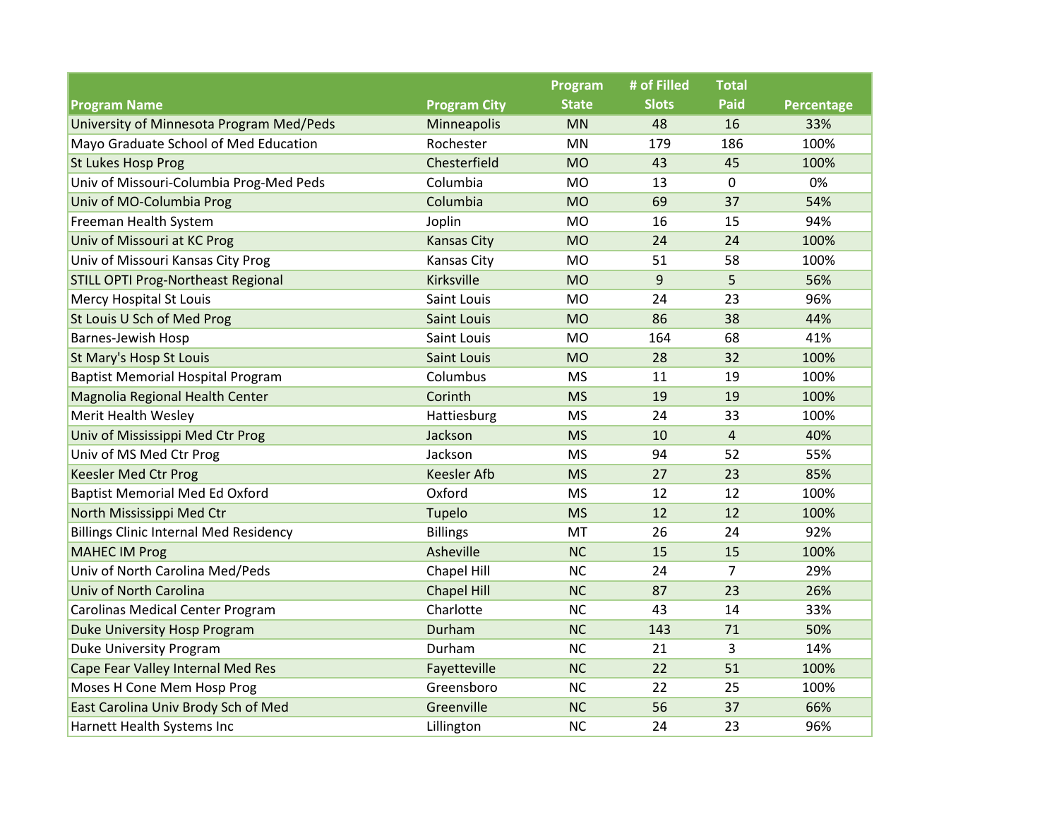| Program Name | Program City | Program State | # of Filled Slots | Total Paid | Percentage |
|---|---|---|---|---|---|
| University of Minnesota Program Med/Peds | Minneapolis | MN | 48 | 16 | 33% |
| Mayo Graduate School of Med Education | Rochester | MN | 179 | 186 | 100% |
| St Lukes Hosp Prog | Chesterfield | MO | 43 | 45 | 100% |
| Univ of Missouri-Columbia Prog-Med Peds | Columbia | MO | 13 | 0 | 0% |
| Univ of MO-Columbia Prog | Columbia | MO | 69 | 37 | 54% |
| Freeman Health System | Joplin | MO | 16 | 15 | 94% |
| Univ of Missouri at KC Prog | Kansas City | MO | 24 | 24 | 100% |
| Univ of Missouri Kansas City Prog | Kansas City | MO | 51 | 58 | 100% |
| STILL OPTI Prog-Northeast Regional | Kirksville | MO | 9 | 5 | 56% |
| Mercy Hospital St Louis | Saint Louis | MO | 24 | 23 | 96% |
| St Louis U Sch of Med Prog | Saint Louis | MO | 86 | 38 | 44% |
| Barnes-Jewish Hosp | Saint Louis | MO | 164 | 68 | 41% |
| St Mary's Hosp St Louis | Saint Louis | MO | 28 | 32 | 100% |
| Baptist Memorial Hospital Program | Columbus | MS | 11 | 19 | 100% |
| Magnolia Regional Health Center | Corinth | MS | 19 | 19 | 100% |
| Merit Health Wesley | Hattiesburg | MS | 24 | 33 | 100% |
| Univ of Mississippi Med Ctr Prog | Jackson | MS | 10 | 4 | 40% |
| Univ of MS Med Ctr Prog | Jackson | MS | 94 | 52 | 55% |
| Keesler Med Ctr Prog | Keesler Afb | MS | 27 | 23 | 85% |
| Baptist Memorial Med Ed Oxford | Oxford | MS | 12 | 12 | 100% |
| North Mississippi Med Ctr | Tupelo | MS | 12 | 12 | 100% |
| Billings Clinic Internal Med Residency | Billings | MT | 26 | 24 | 92% |
| MAHEC IM Prog | Asheville | NC | 15 | 15 | 100% |
| Univ of North Carolina Med/Peds | Chapel Hill | NC | 24 | 7 | 29% |
| Univ of North Carolina | Chapel Hill | NC | 87 | 23 | 26% |
| Carolinas Medical Center Program | Charlotte | NC | 43 | 14 | 33% |
| Duke University Hosp Program | Durham | NC | 143 | 71 | 50% |
| Duke University Program | Durham | NC | 21 | 3 | 14% |
| Cape Fear Valley Internal Med Res | Fayetteville | NC | 22 | 51 | 100% |
| Moses H Cone Mem Hosp Prog | Greensboro | NC | 22 | 25 | 100% |
| East Carolina Univ Brody Sch of Med | Greenville | NC | 56 | 37 | 66% |
| Harnett Health Systems Inc | Lillington | NC | 24 | 23 | 96% |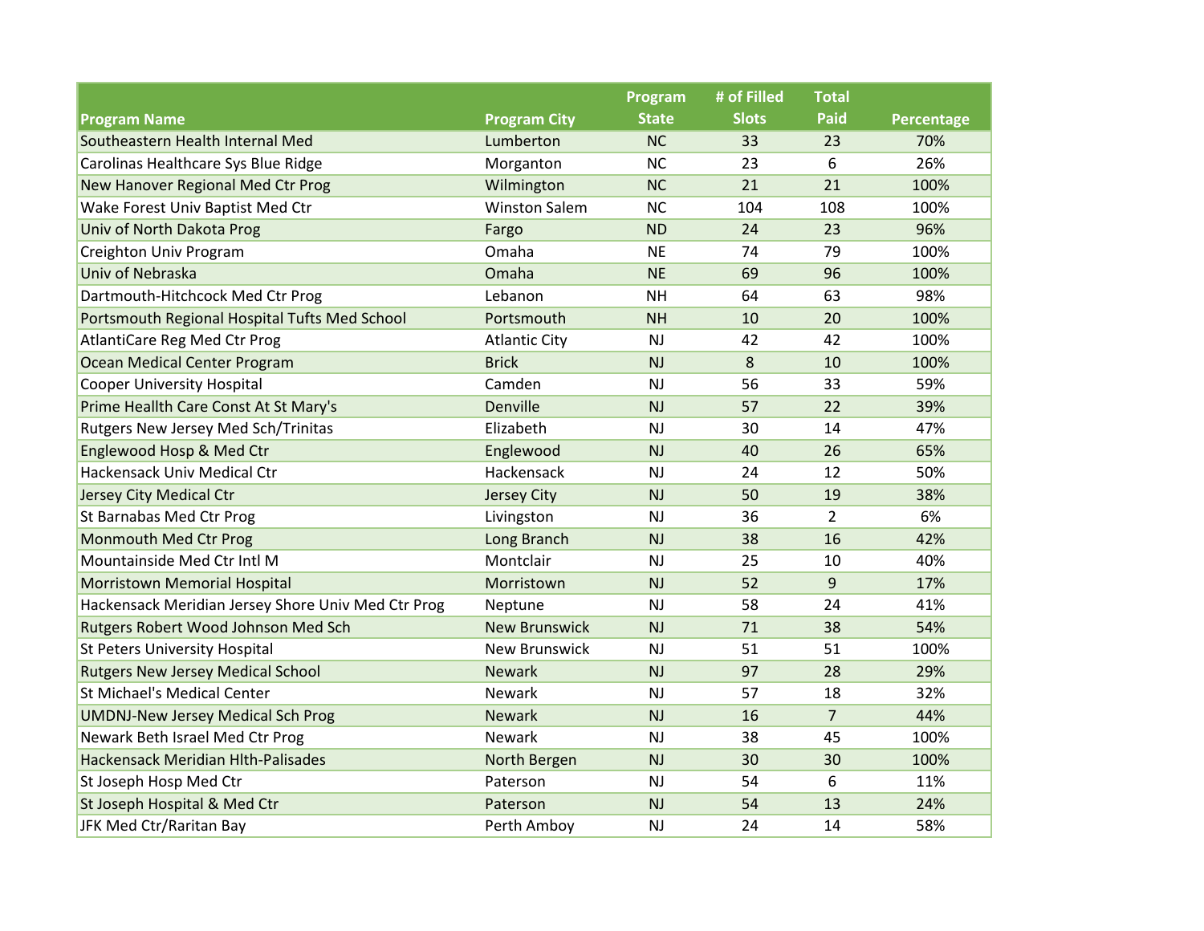| Program Name | Program City | Program State | # of Filled Slots | Total Paid | Percentage |
|---|---|---|---|---|---|
| Southeastern Health Internal Med | Lumberton | NC | 33 | 23 | 70% |
| Carolinas Healthcare Sys Blue Ridge | Morganton | NC | 23 | 6 | 26% |
| New Hanover Regional Med Ctr Prog | Wilmington | NC | 21 | 21 | 100% |
| Wake Forest Univ Baptist Med Ctr | Winston Salem | NC | 104 | 108 | 100% |
| Univ of North Dakota Prog | Fargo | ND | 24 | 23 | 96% |
| Creighton Univ Program | Omaha | NE | 74 | 79 | 100% |
| Univ of Nebraska | Omaha | NE | 69 | 96 | 100% |
| Dartmouth-Hitchcock Med Ctr Prog | Lebanon | NH | 64 | 63 | 98% |
| Portsmouth Regional Hospital Tufts Med School | Portsmouth | NH | 10 | 20 | 100% |
| AtlantiCare Reg Med Ctr Prog | Atlantic City | NJ | 42 | 42 | 100% |
| Ocean Medical Center Program | Brick | NJ | 8 | 10 | 100% |
| Cooper University Hospital | Camden | NJ | 56 | 33 | 59% |
| Prime Heallth Care Const At St Mary's | Denville | NJ | 57 | 22 | 39% |
| Rutgers New Jersey Med Sch/Trinitas | Elizabeth | NJ | 30 | 14 | 47% |
| Englewood Hosp & Med Ctr | Englewood | NJ | 40 | 26 | 65% |
| Hackensack Univ Medical Ctr | Hackensack | NJ | 24 | 12 | 50% |
| Jersey City Medical Ctr | Jersey City | NJ | 50 | 19 | 38% |
| St Barnabas Med Ctr Prog | Livingston | NJ | 36 | 2 | 6% |
| Monmouth Med Ctr Prog | Long Branch | NJ | 38 | 16 | 42% |
| Mountainside Med Ctr Intl M | Montclair | NJ | 25 | 10 | 40% |
| Morristown Memorial Hospital | Morristown | NJ | 52 | 9 | 17% |
| Hackensack Meridian Jersey Shore Univ Med Ctr Prog | Neptune | NJ | 58 | 24 | 41% |
| Rutgers Robert Wood Johnson Med Sch | New Brunswick | NJ | 71 | 38 | 54% |
| St Peters University Hospital | New Brunswick | NJ | 51 | 51 | 100% |
| Rutgers New Jersey Medical School | Newark | NJ | 97 | 28 | 29% |
| St Michael's Medical Center | Newark | NJ | 57 | 18 | 32% |
| UMDNJ-New Jersey Medical Sch Prog | Newark | NJ | 16 | 7 | 44% |
| Newark Beth Israel Med Ctr Prog | Newark | NJ | 38 | 45 | 100% |
| Hackensack Meridian Hlth-Palisades | North Bergen | NJ | 30 | 30 | 100% |
| St Joseph Hosp Med Ctr | Paterson | NJ | 54 | 6 | 11% |
| St Joseph Hospital & Med Ctr | Paterson | NJ | 54 | 13 | 24% |
| JFK Med Ctr/Raritan Bay | Perth Amboy | NJ | 24 | 14 | 58% |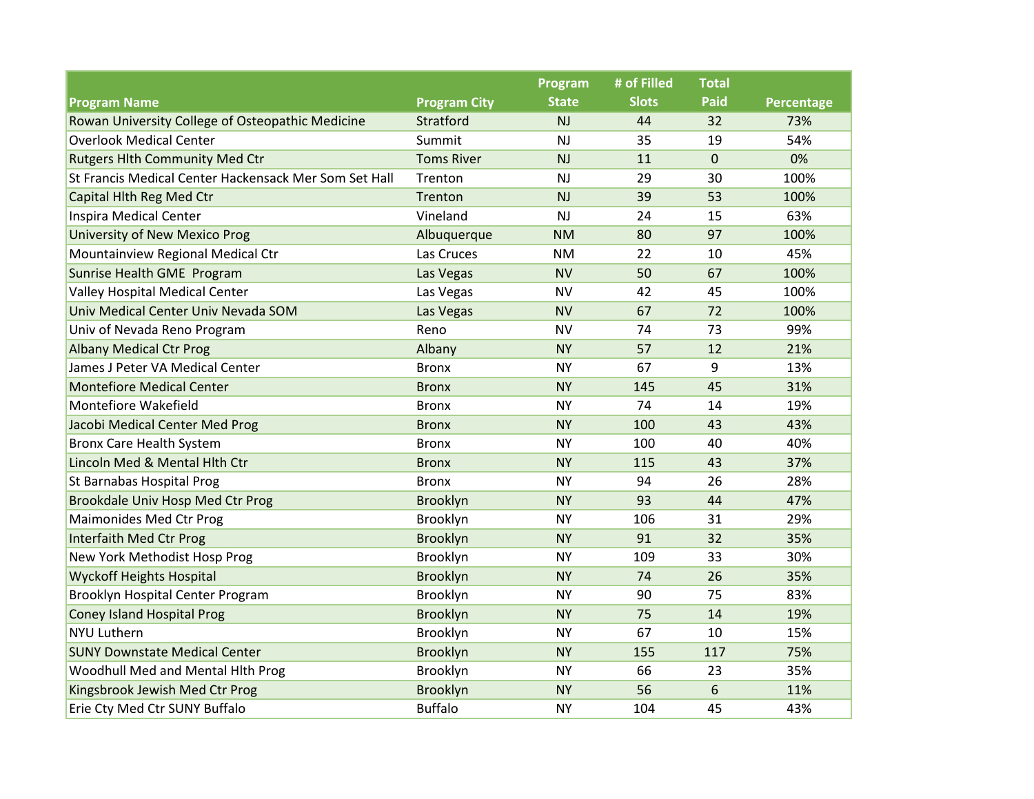| Program Name | Program City | Program State | # of Filled Slots | Total Paid | Percentage |
|---|---|---|---|---|---|
| Rowan University College of Osteopathic Medicine | Stratford | NJ | 44 | 32 | 73% |
| Overlook Medical Center | Summit | NJ | 35 | 19 | 54% |
| Rutgers Hlth Community Med Ctr | Toms River | NJ | 11 | 0 | 0% |
| St Francis Medical Center Hackensack Mer Som Set Hall | Trenton | NJ | 29 | 30 | 100% |
| Capital Hlth Reg Med Ctr | Trenton | NJ | 39 | 53 | 100% |
| Inspira Medical Center | Vineland | NJ | 24 | 15 | 63% |
| University of New Mexico Prog | Albuquerque | NM | 80 | 97 | 100% |
| Mountainview Regional Medical Ctr | Las Cruces | NM | 22 | 10 | 45% |
| Sunrise Health GME Program | Las Vegas | NV | 50 | 67 | 100% |
| Valley Hospital Medical Center | Las Vegas | NV | 42 | 45 | 100% |
| Univ Medical Center Univ Nevada SOM | Las Vegas | NV | 67 | 72 | 100% |
| Univ of Nevada Reno Program | Reno | NV | 74 | 73 | 99% |
| Albany Medical Ctr Prog | Albany | NY | 57 | 12 | 21% |
| James J Peter VA Medical Center | Bronx | NY | 67 | 9 | 13% |
| Montefiore Medical Center | Bronx | NY | 145 | 45 | 31% |
| Montefiore Wakefield | Bronx | NY | 74 | 14 | 19% |
| Jacobi Medical Center Med Prog | Bronx | NY | 100 | 43 | 43% |
| Bronx Care Health System | Bronx | NY | 100 | 40 | 40% |
| Lincoln Med & Mental Hlth Ctr | Bronx | NY | 115 | 43 | 37% |
| St Barnabas Hospital Prog | Bronx | NY | 94 | 26 | 28% |
| Brookdale Univ Hosp Med Ctr Prog | Brooklyn | NY | 93 | 44 | 47% |
| Maimonides Med Ctr Prog | Brooklyn | NY | 106 | 31 | 29% |
| Interfaith Med Ctr Prog | Brooklyn | NY | 91 | 32 | 35% |
| New York Methodist Hosp Prog | Brooklyn | NY | 109 | 33 | 30% |
| Wyckoff Heights Hospital | Brooklyn | NY | 74 | 26 | 35% |
| Brooklyn Hospital Center Program | Brooklyn | NY | 90 | 75 | 83% |
| Coney Island Hospital Prog | Brooklyn | NY | 75 | 14 | 19% |
| NYU Luthern | Brooklyn | NY | 67 | 10 | 15% |
| SUNY Downstate Medical Center | Brooklyn | NY | 155 | 117 | 75% |
| Woodhull Med and Mental Hlth Prog | Brooklyn | NY | 66 | 23 | 35% |
| Kingsbrook Jewish Med Ctr Prog | Brooklyn | NY | 56 | 6 | 11% |
| Erie Cty Med Ctr SUNY Buffalo | Buffalo | NY | 104 | 45 | 43% |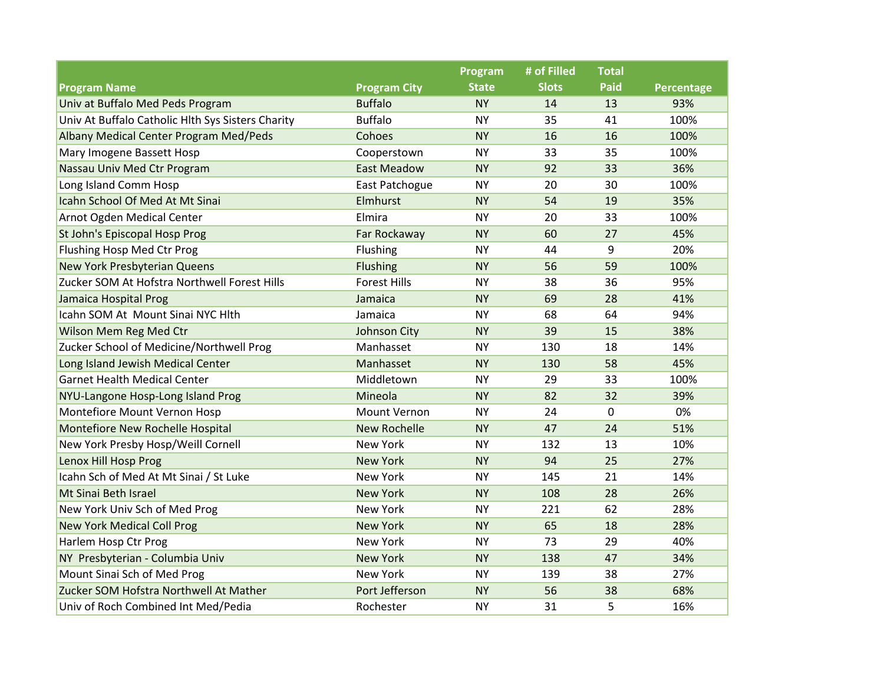| Program Name | Program City | Program State | # of Filled Slots | Total Paid | Percentage |
|---|---|---|---|---|---|
| Univ at Buffalo Med Peds Program | Buffalo | NY | 14 | 13 | 93% |
| Univ At Buffalo Catholic Hlth Sys Sisters Charity | Buffalo | NY | 35 | 41 | 100% |
| Albany Medical Center Program Med/Peds | Cohoes | NY | 16 | 16 | 100% |
| Mary Imogene Bassett Hosp | Cooperstown | NY | 33 | 35 | 100% |
| Nassau Univ Med Ctr Program | East Meadow | NY | 92 | 33 | 36% |
| Long Island Comm Hosp | East Patchogue | NY | 20 | 30 | 100% |
| Icahn School Of Med At Mt Sinai | Elmhurst | NY | 54 | 19 | 35% |
| Arnot Ogden Medical Center | Elmira | NY | 20 | 33 | 100% |
| St John's Episcopal Hosp Prog | Far Rockaway | NY | 60 | 27 | 45% |
| Flushing Hosp Med Ctr Prog | Flushing | NY | 44 | 9 | 20% |
| New York Presbyterian Queens | Flushing | NY | 56 | 59 | 100% |
| Zucker SOM At Hofstra Northwell Forest Hills | Forest Hills | NY | 38 | 36 | 95% |
| Jamaica Hospital Prog | Jamaica | NY | 69 | 28 | 41% |
| Icahn SOM At Mount Sinai NYC Hlth | Jamaica | NY | 68 | 64 | 94% |
| Wilson Mem Reg Med Ctr | Johnson City | NY | 39 | 15 | 38% |
| Zucker School of Medicine/Northwell Prog | Manhasset | NY | 130 | 18 | 14% |
| Long Island Jewish Medical Center | Manhasset | NY | 130 | 58 | 45% |
| Garnet Health Medical Center | Middletown | NY | 29 | 33 | 100% |
| NYU-Langone Hosp-Long Island Prog | Mineola | NY | 82 | 32 | 39% |
| Montefiore Mount Vernon Hosp | Mount Vernon | NY | 24 | 0 | 0% |
| Montefiore New Rochelle Hospital | New Rochelle | NY | 47 | 24 | 51% |
| New York Presby Hosp/Weill Cornell | New York | NY | 132 | 13 | 10% |
| Lenox Hill Hosp Prog | New York | NY | 94 | 25 | 27% |
| Icahn Sch of Med At Mt Sinai / St Luke | New York | NY | 145 | 21 | 14% |
| Mt Sinai Beth Israel | New York | NY | 108 | 28 | 26% |
| New York Univ Sch of Med Prog | New York | NY | 221 | 62 | 28% |
| New York Medical Coll Prog | New York | NY | 65 | 18 | 28% |
| Harlem Hosp Ctr Prog | New York | NY | 73 | 29 | 40% |
| NY Presbyterian - Columbia Univ | New York | NY | 138 | 47 | 34% |
| Mount Sinai Sch of Med Prog | New York | NY | 139 | 38 | 27% |
| Zucker SOM Hofstra Northwell At Mather | Port Jefferson | NY | 56 | 38 | 68% |
| Univ of Roch Combined Int Med/Pedia | Rochester | NY | 31 | 5 | 16% |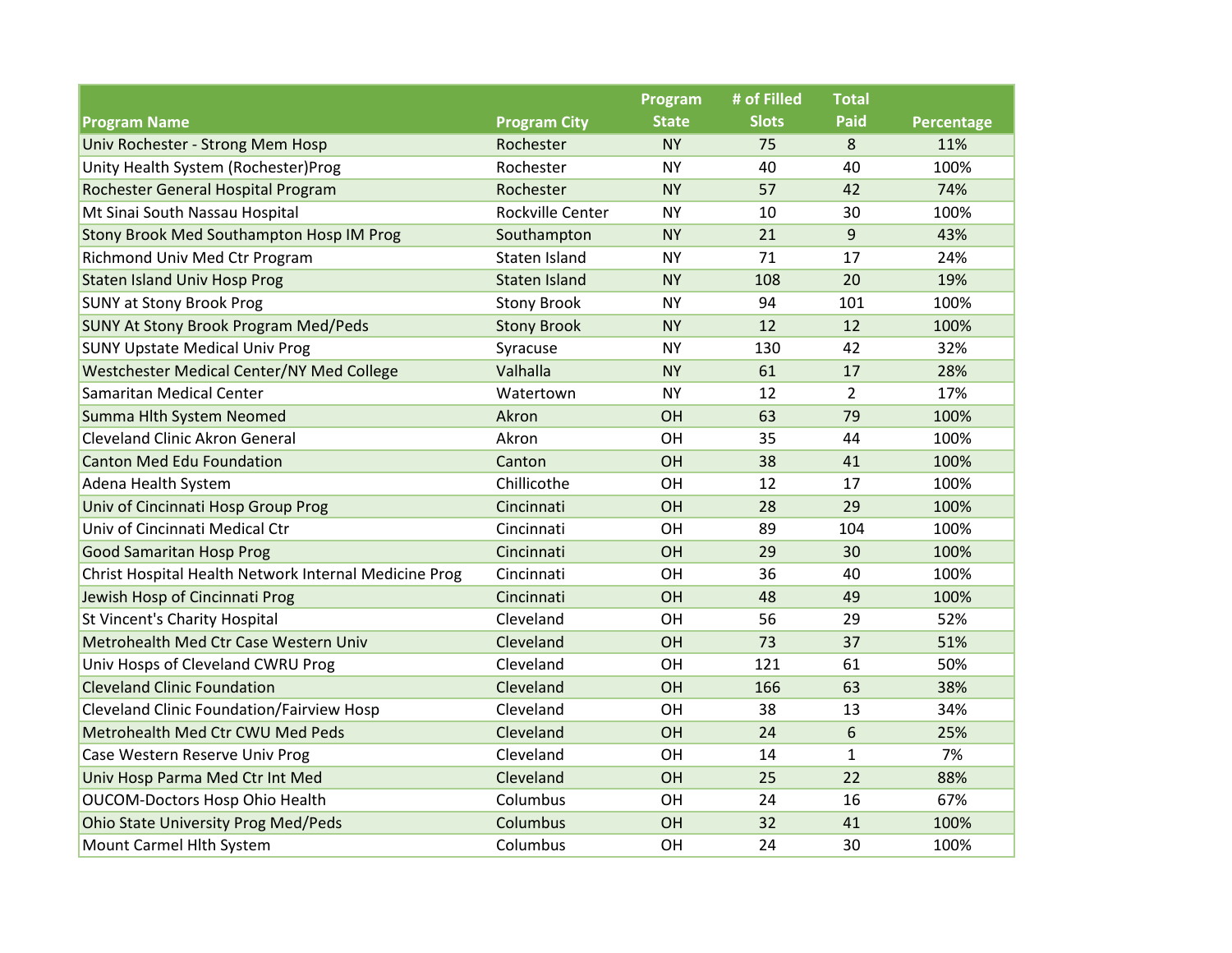| Program Name | Program City | Program State | # of Filled Slots | Total Paid | Percentage |
|---|---|---|---|---|---|
| Univ Rochester - Strong Mem Hosp | Rochester | NY | 75 | 8 | 11% |
| Unity Health System (Rochester)Prog | Rochester | NY | 40 | 40 | 100% |
| Rochester General Hospital Program | Rochester | NY | 57 | 42 | 74% |
| Mt Sinai South Nassau Hospital | Rockville Center | NY | 10 | 30 | 100% |
| Stony Brook Med Southampton Hosp IM Prog | Southampton | NY | 21 | 9 | 43% |
| Richmond Univ Med Ctr Program | Staten Island | NY | 71 | 17 | 24% |
| Staten Island Univ Hosp Prog | Staten Island | NY | 108 | 20 | 19% |
| SUNY at Stony Brook Prog | Stony Brook | NY | 94 | 101 | 100% |
| SUNY At Stony Brook Program Med/Peds | Stony Brook | NY | 12 | 12 | 100% |
| SUNY Upstate Medical Univ Prog | Syracuse | NY | 130 | 42 | 32% |
| Westchester Medical Center/NY Med College | Valhalla | NY | 61 | 17 | 28% |
| Samaritan Medical Center | Watertown | NY | 12 | 2 | 17% |
| Summa Hlth System Neomed | Akron | OH | 63 | 79 | 100% |
| Cleveland Clinic Akron General | Akron | OH | 35 | 44 | 100% |
| Canton Med Edu Foundation | Canton | OH | 38 | 41 | 100% |
| Adena Health System | Chillicothe | OH | 12 | 17 | 100% |
| Univ of Cincinnati Hosp Group Prog | Cincinnati | OH | 28 | 29 | 100% |
| Univ of Cincinnati Medical Ctr | Cincinnati | OH | 89 | 104 | 100% |
| Good Samaritan Hosp Prog | Cincinnati | OH | 29 | 30 | 100% |
| Christ Hospital Health Network Internal Medicine Prog | Cincinnati | OH | 36 | 40 | 100% |
| Jewish Hosp of Cincinnati Prog | Cincinnati | OH | 48 | 49 | 100% |
| St Vincent's Charity Hospital | Cleveland | OH | 56 | 29 | 52% |
| Metrohealth Med Ctr Case Western Univ | Cleveland | OH | 73 | 37 | 51% |
| Univ Hosps of Cleveland CWRU Prog | Cleveland | OH | 121 | 61 | 50% |
| Cleveland Clinic Foundation | Cleveland | OH | 166 | 63 | 38% |
| Cleveland Clinic Foundation/Fairview Hosp | Cleveland | OH | 38 | 13 | 34% |
| Metrohealth Med Ctr CWU Med Peds | Cleveland | OH | 24 | 6 | 25% |
| Case Western Reserve Univ Prog | Cleveland | OH | 14 | 1 | 7% |
| Univ Hosp Parma Med Ctr Int Med | Cleveland | OH | 25 | 22 | 88% |
| OUCOM-Doctors Hosp Ohio Health | Columbus | OH | 24 | 16 | 67% |
| Ohio State University Prog Med/Peds | Columbus | OH | 32 | 41 | 100% |
| Mount Carmel Hlth System | Columbus | OH | 24 | 30 | 100% |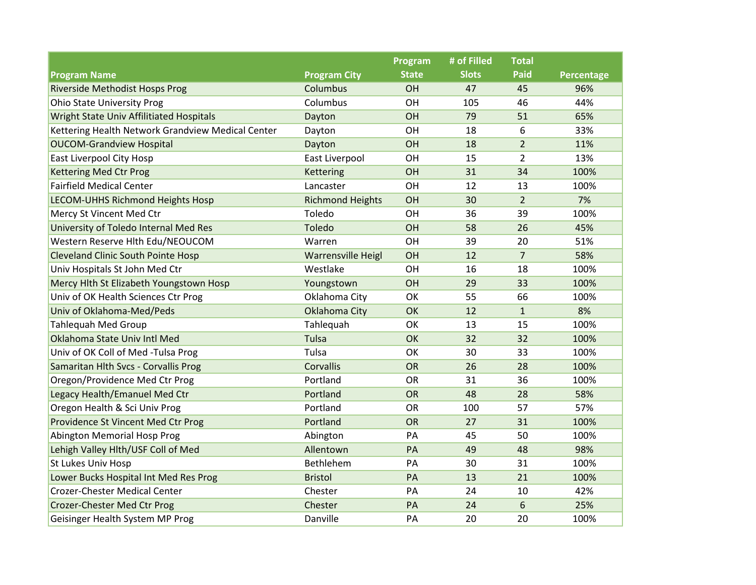| Program Name | Program City | Program State | # of Filled Slots | Total Paid | Percentage |
|---|---|---|---|---|---|
| Riverside Methodist Hosps Prog | Columbus | OH | 47 | 45 | 96% |
| Ohio State University Prog | Columbus | OH | 105 | 46 | 44% |
| Wright State Univ Affilitiated Hospitals | Dayton | OH | 79 | 51 | 65% |
| Kettering Health Network Grandview Medical Center | Dayton | OH | 18 | 6 | 33% |
| OUCOM-Grandview Hospital | Dayton | OH | 18 | 2 | 11% |
| East Liverpool City Hosp | East Liverpool | OH | 15 | 2 | 13% |
| Kettering Med Ctr Prog | Kettering | OH | 31 | 34 | 100% |
| Fairfield Medical Center | Lancaster | OH | 12 | 13 | 100% |
| LECOM-UHHS Richmond Heights Hosp | Richmond Heights | OH | 30 | 2 | 7% |
| Mercy St Vincent Med Ctr | Toledo | OH | 36 | 39 | 100% |
| University of Toledo Internal Med Res | Toledo | OH | 58 | 26 | 45% |
| Western Reserve Hlth Edu/NEOUCOM | Warren | OH | 39 | 20 | 51% |
| Cleveland Clinic South Pointe Hosp | Warrensville Heigl | OH | 12 | 7 | 58% |
| Univ Hospitals St John Med Ctr | Westlake | OH | 16 | 18 | 100% |
| Mercy Hlth St Elizabeth Youngstown Hosp | Youngstown | OH | 29 | 33 | 100% |
| Univ of OK Health Sciences Ctr Prog | Oklahoma City | OK | 55 | 66 | 100% |
| Univ of Oklahoma-Med/Peds | Oklahoma City | OK | 12 | 1 | 8% |
| Tahlequah Med Group | Tahlequah | OK | 13 | 15 | 100% |
| Oklahoma State Univ Intl Med | Tulsa | OK | 32 | 32 | 100% |
| Univ of OK Coll of Med -Tulsa Prog | Tulsa | OK | 30 | 33 | 100% |
| Samaritan Hlth Svcs - Corvallis Prog | Corvallis | OR | 26 | 28 | 100% |
| Oregon/Providence Med Ctr Prog | Portland | OR | 31 | 36 | 100% |
| Legacy Health/Emanuel Med Ctr | Portland | OR | 48 | 28 | 58% |
| Oregon Health & Sci Univ Prog | Portland | OR | 100 | 57 | 57% |
| Providence St Vincent Med Ctr Prog | Portland | OR | 27 | 31 | 100% |
| Abington Memorial Hosp Prog | Abington | PA | 45 | 50 | 100% |
| Lehigh Valley Hlth/USF Coll of Med | Allentown | PA | 49 | 48 | 98% |
| St Lukes Univ Hosp | Bethlehem | PA | 30 | 31 | 100% |
| Lower Bucks Hospital Int Med Res Prog | Bristol | PA | 13 | 21 | 100% |
| Crozer-Chester Medical Center | Chester | PA | 24 | 10 | 42% |
| Crozer-Chester Med Ctr Prog | Chester | PA | 24 | 6 | 25% |
| Geisinger Health System MP Prog | Danville | PA | 20 | 20 | 100% |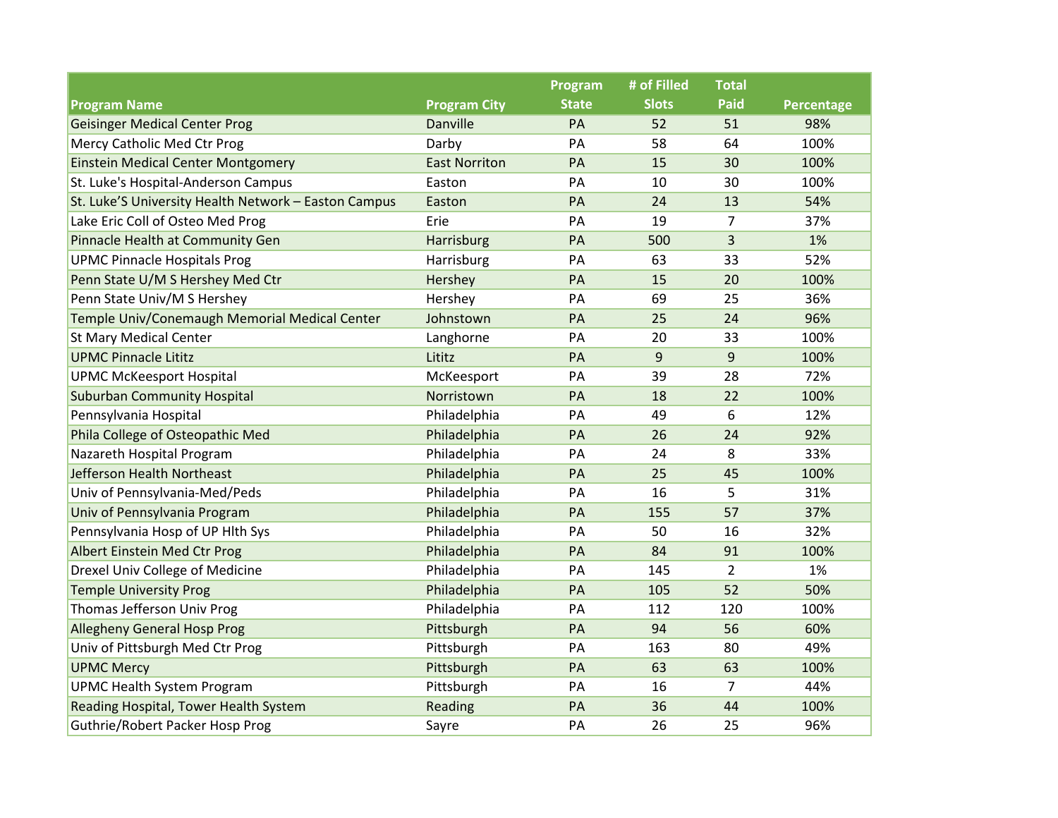| Program Name | Program City | Program State | # of Filled Slots | Total Paid | Percentage |
|---|---|---|---|---|---|
| Geisinger Medical Center Prog | Danville | PA | 52 | 51 | 98% |
| Mercy Catholic Med Ctr Prog | Darby | PA | 58 | 64 | 100% |
| Einstein Medical Center Montgomery | East Norriton | PA | 15 | 30 | 100% |
| St. Luke's Hospital-Anderson Campus | Easton | PA | 10 | 30 | 100% |
| St. Luke’S University Health Network – Easton Campus | Easton | PA | 24 | 13 | 54% |
| Lake Eric Coll of Osteo Med Prog | Erie | PA | 19 | 7 | 37% |
| Pinnacle Health at Community Gen | Harrisburg | PA | 500 | 3 | 1% |
| UPMC Pinnacle Hospitals Prog | Harrisburg | PA | 63 | 33 | 52% |
| Penn State U/M S Hershey Med Ctr | Hershey | PA | 15 | 20 | 100% |
| Penn State Univ/M S Hershey | Hershey | PA | 69 | 25 | 36% |
| Temple Univ/Conemaugh Memorial Medical Center | Johnstown | PA | 25 | 24 | 96% |
| St Mary Medical Center | Langhorne | PA | 20 | 33 | 100% |
| UPMC Pinnacle Lititz | Lititz | PA | 9 | 9 | 100% |
| UPMC McKeesport Hospital | McKeesport | PA | 39 | 28 | 72% |
| Suburban Community Hospital | Norristown | PA | 18 | 22 | 100% |
| Pennsylvania Hospital | Philadelphia | PA | 49 | 6 | 12% |
| Phila College of Osteopathic Med | Philadelphia | PA | 26 | 24 | 92% |
| Nazareth Hospital Program | Philadelphia | PA | 24 | 8 | 33% |
| Jefferson Health Northeast | Philadelphia | PA | 25 | 45 | 100% |
| Univ of Pennsylvania-Med/Peds | Philadelphia | PA | 16 | 5 | 31% |
| Univ of Pennsylvania Program | Philadelphia | PA | 155 | 57 | 37% |
| Pennsylvania Hosp of UP Hlth Sys | Philadelphia | PA | 50 | 16 | 32% |
| Albert Einstein Med Ctr Prog | Philadelphia | PA | 84 | 91 | 100% |
| Drexel Univ College of Medicine | Philadelphia | PA | 145 | 2 | 1% |
| Temple University Prog | Philadelphia | PA | 105 | 52 | 50% |
| Thomas Jefferson Univ Prog | Philadelphia | PA | 112 | 120 | 100% |
| Allegheny General Hosp Prog | Pittsburgh | PA | 94 | 56 | 60% |
| Univ of Pittsburgh Med Ctr Prog | Pittsburgh | PA | 163 | 80 | 49% |
| UPMC Mercy | Pittsburgh | PA | 63 | 63 | 100% |
| UPMC Health System Program | Pittsburgh | PA | 16 | 7 | 44% |
| Reading Hospital, Tower Health System | Reading | PA | 36 | 44 | 100% |
| Guthrie/Robert Packer Hosp Prog | Sayre | PA | 26 | 25 | 96% |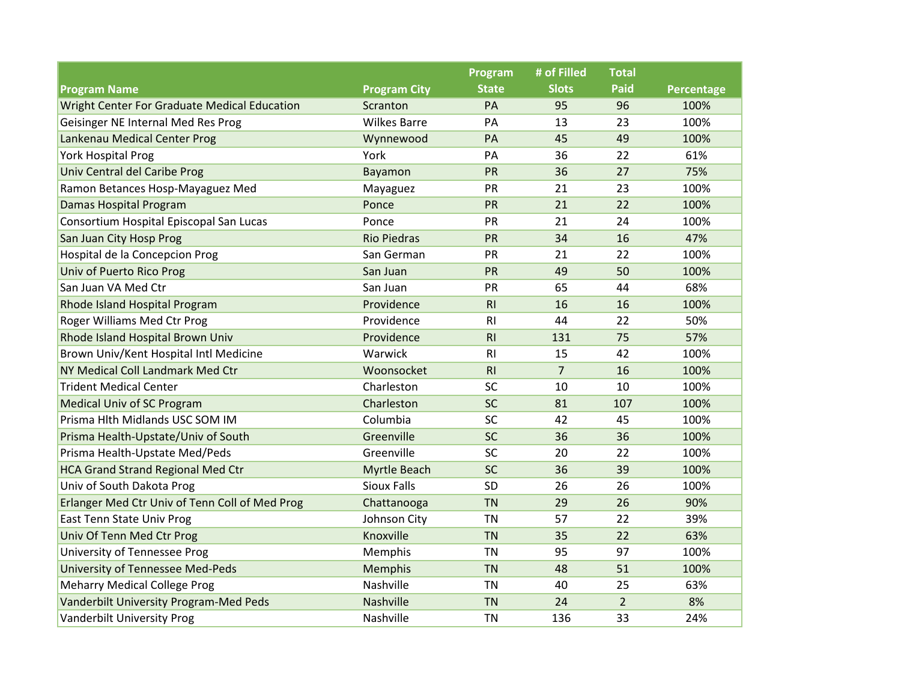| Program Name | Program City | Program State | # of Filled Slots | Total Paid | Percentage |
|---|---|---|---|---|---|
| Wright Center For Graduate Medical Education | Scranton | PA | 95 | 96 | 100% |
| Geisinger NE Internal Med Res Prog | Wilkes Barre | PA | 13 | 23 | 100% |
| Lankenau Medical Center Prog | Wynnewood | PA | 45 | 49 | 100% |
| York Hospital Prog | York | PA | 36 | 22 | 61% |
| Univ Central del Caribe Prog | Bayamon | PR | 36 | 27 | 75% |
| Ramon Betances Hosp-Mayaguez Med | Mayaguez | PR | 21 | 23 | 100% |
| Damas Hospital Program | Ponce | PR | 21 | 22 | 100% |
| Consortium Hospital Episcopal San Lucas | Ponce | PR | 21 | 24 | 100% |
| San Juan City Hosp Prog | Rio Piedras | PR | 34 | 16 | 47% |
| Hospital de la Concepcion Prog | San German | PR | 21 | 22 | 100% |
| Univ of Puerto Rico Prog | San Juan | PR | 49 | 50 | 100% |
| San Juan VA Med Ctr | San Juan | PR | 65 | 44 | 68% |
| Rhode Island Hospital Program | Providence | RI | 16 | 16 | 100% |
| Roger Williams Med Ctr Prog | Providence | RI | 44 | 22 | 50% |
| Rhode Island Hospital Brown Univ | Providence | RI | 131 | 75 | 57% |
| Brown Univ/Kent Hospital Intl Medicine | Warwick | RI | 15 | 42 | 100% |
| NY Medical Coll Landmark Med Ctr | Woonsocket | RI | 7 | 16 | 100% |
| Trident Medical Center | Charleston | SC | 10 | 10 | 100% |
| Medical Univ of SC Program | Charleston | SC | 81 | 107 | 100% |
| Prisma Hlth Midlands USC SOM IM | Columbia | SC | 42 | 45 | 100% |
| Prisma Health-Upstate/Univ of South | Greenville | SC | 36 | 36 | 100% |
| Prisma Health-Upstate Med/Peds | Greenville | SC | 20 | 22 | 100% |
| HCA Grand Strand Regional Med Ctr | Myrtle Beach | SC | 36 | 39 | 100% |
| Univ of South Dakota Prog | Sioux Falls | SD | 26 | 26 | 100% |
| Erlanger Med Ctr Univ of Tenn Coll of Med Prog | Chattanooga | TN | 29 | 26 | 90% |
| East Tenn State Univ Prog | Johnson City | TN | 57 | 22 | 39% |
| Univ Of Tenn Med Ctr Prog | Knoxville | TN | 35 | 22 | 63% |
| University of Tennessee Prog | Memphis | TN | 95 | 97 | 100% |
| University of Tennessee Med-Peds | Memphis | TN | 48 | 51 | 100% |
| Meharry Medical College Prog | Nashville | TN | 40 | 25 | 63% |
| Vanderbilt University Program-Med Peds | Nashville | TN | 24 | 2 | 8% |
| Vanderbilt University Prog | Nashville | TN | 136 | 33 | 24% |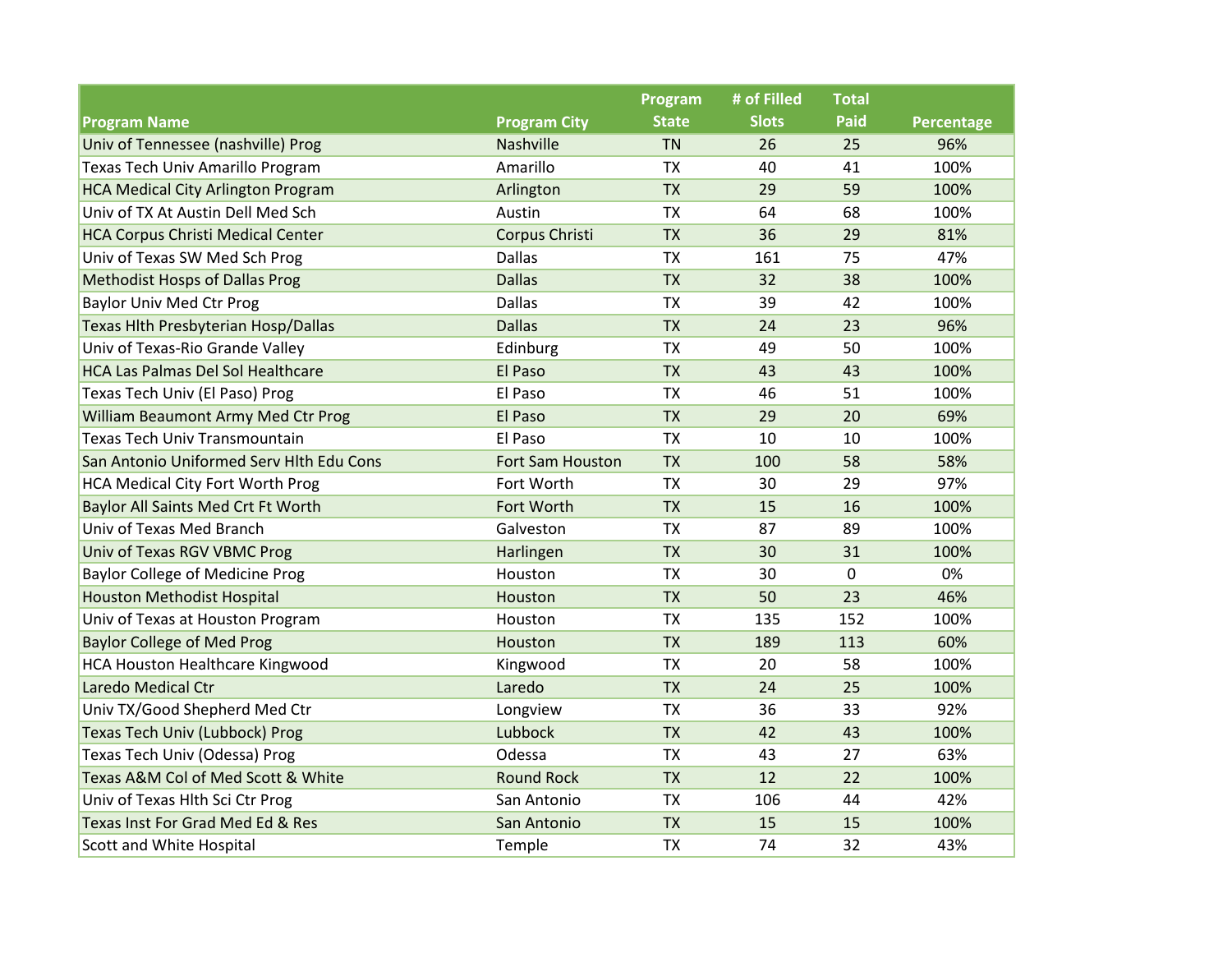| Program Name | Program City | Program State | # of Filled Slots | Total Paid | Percentage |
|---|---|---|---|---|---|
| Univ of Tennessee (nashville) Prog | Nashville | TN | 26 | 25 | 96% |
| Texas Tech Univ Amarillo Program | Amarillo | TX | 40 | 41 | 100% |
| HCA Medical City Arlington Program | Arlington | TX | 29 | 59 | 100% |
| Univ of TX At Austin Dell Med Sch | Austin | TX | 64 | 68 | 100% |
| HCA Corpus Christi Medical Center | Corpus Christi | TX | 36 | 29 | 81% |
| Univ of Texas SW Med Sch Prog | Dallas | TX | 161 | 75 | 47% |
| Methodist Hosps of Dallas Prog | Dallas | TX | 32 | 38 | 100% |
| Baylor Univ Med Ctr Prog | Dallas | TX | 39 | 42 | 100% |
| Texas Hlth Presbyterian Hosp/Dallas | Dallas | TX | 24 | 23 | 96% |
| Univ of Texas-Rio Grande Valley | Edinburg | TX | 49 | 50 | 100% |
| HCA Las Palmas Del Sol Healthcare | El Paso | TX | 43 | 43 | 100% |
| Texas Tech Univ (El Paso) Prog | El Paso | TX | 46 | 51 | 100% |
| William Beaumont Army Med Ctr Prog | El Paso | TX | 29 | 20 | 69% |
| Texas Tech Univ Transmountain | El Paso | TX | 10 | 10 | 100% |
| San Antonio Uniformed Serv Hlth Edu Cons | Fort Sam Houston | TX | 100 | 58 | 58% |
| HCA Medical City Fort Worth Prog | Fort Worth | TX | 30 | 29 | 97% |
| Baylor All Saints Med Crt Ft Worth | Fort Worth | TX | 15 | 16 | 100% |
| Univ of Texas Med Branch | Galveston | TX | 87 | 89 | 100% |
| Univ of Texas RGV VBMC Prog | Harlingen | TX | 30 | 31 | 100% |
| Baylor College of Medicine Prog | Houston | TX | 30 | 0 | 0% |
| Houston Methodist Hospital | Houston | TX | 50 | 23 | 46% |
| Univ of Texas at Houston Program | Houston | TX | 135 | 152 | 100% |
| Baylor College of Med Prog | Houston | TX | 189 | 113 | 60% |
| HCA Houston Healthcare Kingwood | Kingwood | TX | 20 | 58 | 100% |
| Laredo Medical Ctr | Laredo | TX | 24 | 25 | 100% |
| Univ TX/Good Shepherd Med Ctr | Longview | TX | 36 | 33 | 92% |
| Texas Tech Univ (Lubbock) Prog | Lubbock | TX | 42 | 43 | 100% |
| Texas Tech Univ (Odessa) Prog | Odessa | TX | 43 | 27 | 63% |
| Texas A&M Col of Med Scott & White | Round Rock | TX | 12 | 22 | 100% |
| Univ of Texas Hlth Sci Ctr Prog | San Antonio | TX | 106 | 44 | 42% |
| Texas Inst For Grad Med Ed & Res | San Antonio | TX | 15 | 15 | 100% |
| Scott and White Hospital | Temple | TX | 74 | 32 | 43% |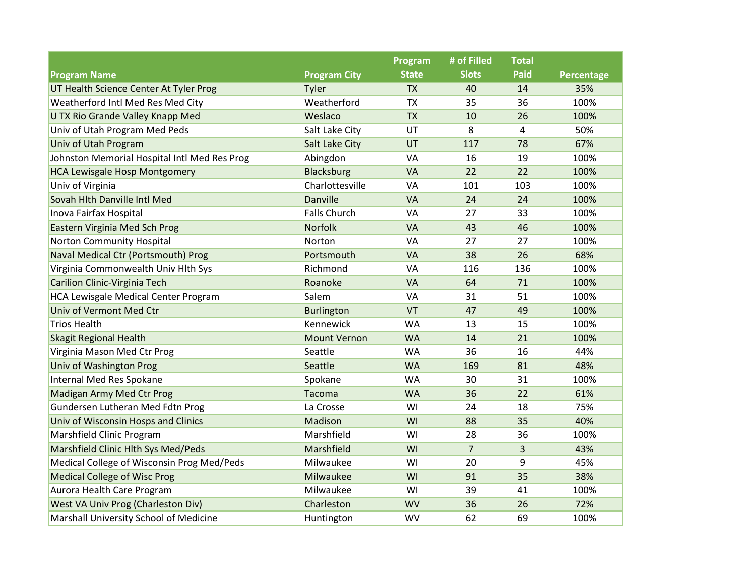| Program Name | Program City | Program State | # of Filled Slots | Total Paid | Percentage |
|---|---|---|---|---|---|
| UT Health Science Center At Tyler Prog | Tyler | TX | 40 | 14 | 35% |
| Weatherford Intl Med Res Med City | Weatherford | TX | 35 | 36 | 100% |
| U TX Rio Grande Valley Knapp Med | Weslaco | TX | 10 | 26 | 100% |
| Univ of Utah Program Med Peds | Salt Lake City | UT | 8 | 4 | 50% |
| Univ of Utah Program | Salt Lake City | UT | 117 | 78 | 67% |
| Johnston Memorial Hospital Intl Med Res Prog | Abingdon | VA | 16 | 19 | 100% |
| HCA Lewisgale Hosp Montgomery | Blacksburg | VA | 22 | 22 | 100% |
| Univ of Virginia | Charlottesville | VA | 101 | 103 | 100% |
| Sovah Hlth Danville Intl Med | Danville | VA | 24 | 24 | 100% |
| Inova Fairfax Hospital | Falls Church | VA | 27 | 33 | 100% |
| Eastern Virginia Med Sch Prog | Norfolk | VA | 43 | 46 | 100% |
| Norton Community Hospital | Norton | VA | 27 | 27 | 100% |
| Naval Medical Ctr (Portsmouth) Prog | Portsmouth | VA | 38 | 26 | 68% |
| Virginia Commonwealth Univ Hlth Sys | Richmond | VA | 116 | 136 | 100% |
| Carilion Clinic-Virginia Tech | Roanoke | VA | 64 | 71 | 100% |
| HCA Lewisgale Medical Center Program | Salem | VA | 31 | 51 | 100% |
| Univ of Vermont Med Ctr | Burlington | VT | 47 | 49 | 100% |
| Trios Health | Kennewick | WA | 13 | 15 | 100% |
| Skagit Regional Health | Mount Vernon | WA | 14 | 21 | 100% |
| Virginia Mason Med Ctr Prog | Seattle | WA | 36 | 16 | 44% |
| Univ of Washington Prog | Seattle | WA | 169 | 81 | 48% |
| Internal Med Res Spokane | Spokane | WA | 30 | 31 | 100% |
| Madigan Army Med Ctr Prog | Tacoma | WA | 36 | 22 | 61% |
| Gundersen Lutheran Med Fdtn Prog | La Crosse | WI | 24 | 18 | 75% |
| Univ of Wisconsin Hosps and Clinics | Madison | WI | 88 | 35 | 40% |
| Marshfield Clinic Program | Marshfield | WI | 28 | 36 | 100% |
| Marshfield Clinic Hlth Sys Med/Peds | Marshfield | WI | 7 | 3 | 43% |
| Medical College of Wisconsin Prog Med/Peds | Milwaukee | WI | 20 | 9 | 45% |
| Medical College of Wisc Prog | Milwaukee | WI | 91 | 35 | 38% |
| Aurora Health Care Program | Milwaukee | WI | 39 | 41 | 100% |
| West VA Univ Prog (Charleston Div) | Charleston | WV | 36 | 26 | 72% |
| Marshall University School of Medicine | Huntington | WV | 62 | 69 | 100% |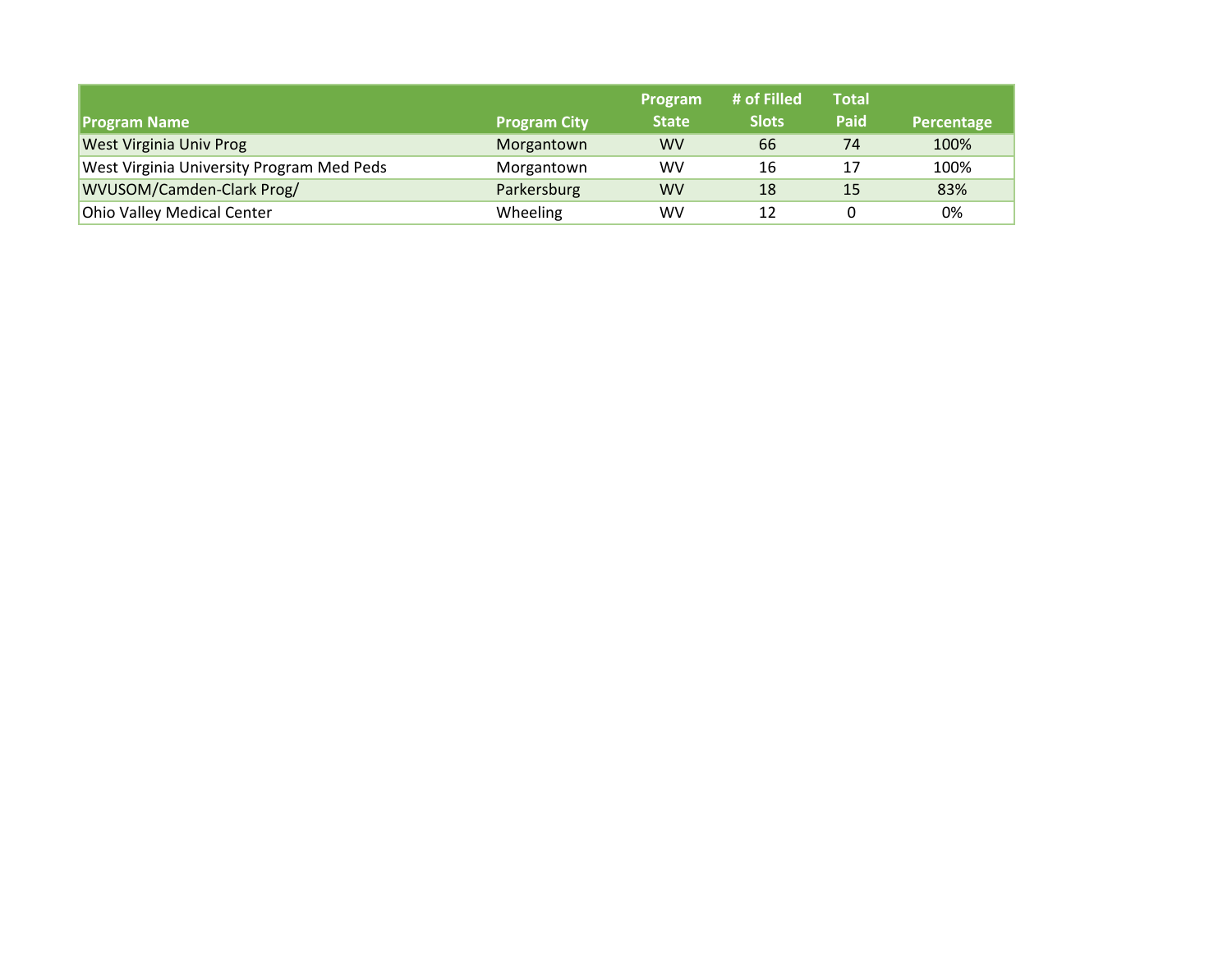| Program Name | Program City | Program State | # of Filled Slots | Total Paid | Percentage |
|---|---|---|---|---|---|
| West Virginia Univ Prog | Morgantown | WV | 66 | 74 | 100% |
| West Virginia University Program Med Peds | Morgantown | WV | 16 | 17 | 100% |
| WVUSOM/Camden-Clark Prog/ | Parkersburg | WV | 18 | 15 | 83% |
| Ohio Valley Medical Center | Wheeling | WV | 12 | 0 | 0% |